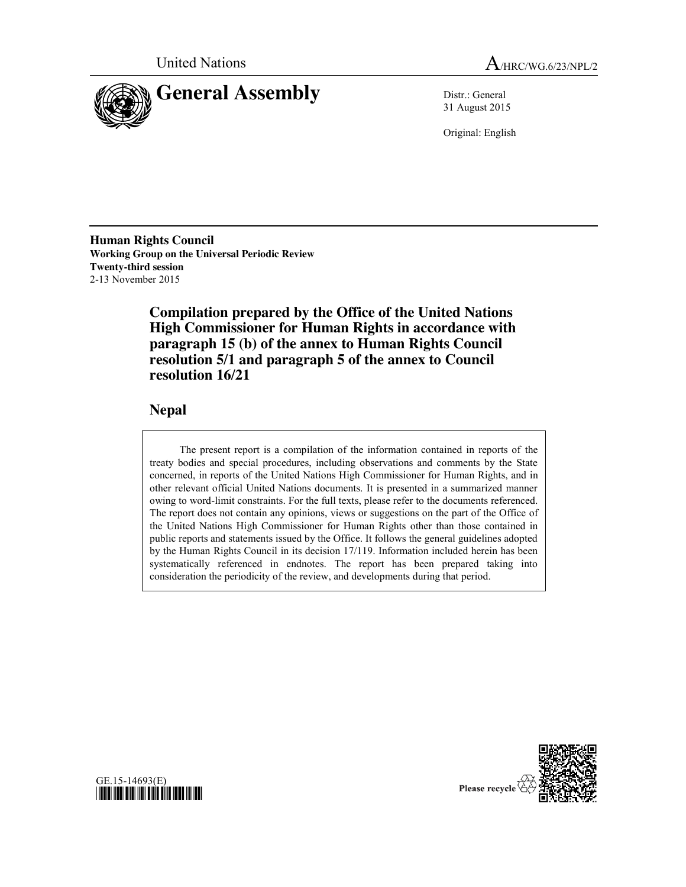United Nations

A/HRC/WG.6/23/NPL/2

# General Assembly

Distr.: General
31 August 2015

Original: English

**Human Rights Council**
**Working Group on the Universal Periodic Review**
**Twenty-third session**
2-13 November 2015

## Compilation prepared by the Office of the United Nations High Commissioner for Human Rights in accordance with paragraph 15 (b) of the annex to Human Rights Council resolution 5/1 and paragraph 5 of the annex to Council resolution 16/21

## Nepal

The present report is a compilation of the information contained in reports of the treaty bodies and special procedures, including observations and comments by the State concerned, in reports of the United Nations High Commissioner for Human Rights, and in other relevant official United Nations documents. It is presented in a summarized manner owing to word-limit constraints. For the full texts, please refer to the documents referenced. The report does not contain any opinions, views or suggestions on the part of the Office of the United Nations High Commissioner for Human Rights other than those contained in public reports and statements issued by the Office. It follows the general guidelines adopted by the Human Rights Council in its decision 17/119. Information included herein has been systematically referenced in endnotes. The report has been prepared taking into consideration the periodicity of the review, and developments during that period.

GE.15-14693(E)

Please recycle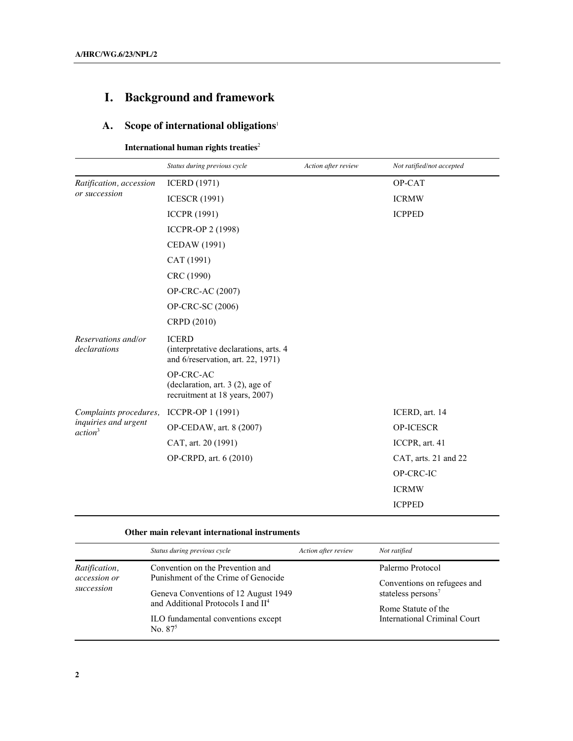# I. Background and framework

## A. Scope of international obligations[1]

**International human rights treaties**[2]

| | *Status during previous cycle* | *Action after review* | *Not ratified/not accepted* |
|---|---|---|---|
| *Ratification, accession or succession* | ICERD (1971) | | OP-CAT |
| | ICESCR (1991) | | ICRMW |
| | ICCPR (1991) | | ICPPED |
| | ICCPR-OP 2 (1998) | | |
| | CEDAW (1991) | | |
| | CAT (1991) | | |
| | CRC (1990) | | |
| | OP-CRC-AC (2007) | | |
| | OP-CRC-SC (2006) | | |
| | CRPD (2010) | | |
| *Reservations and/or declarations* | ICERD (interpretative declarations, arts. 4 and 6/reservation, art. 22, 1971) | | |
| | OP-CRC-AC (declaration, art. 3 (2), age of recruitment at 18 years, 2007) | | |
| *Complaints procedures, inquiries and urgent action*[3] | ICCPR-OP 1 (1991) | | ICERD, art. 14 |
| | OP-CEDAW, art. 8 (2007) | | OP-ICESCR |
| | CAT, art. 20 (1991) | | ICCPR, art. 41 |
| | OP-CRPD, art. 6 (2010) | | CAT, arts. 21 and 22 |
| | | | OP-CRC-IC |
| | | | ICRMW |
| | | | ICPPED |

**Other main relevant international instruments**

| | *Status during previous cycle* | *Action after review* | *Not ratified* |
|---|---|---|---|
| *Ratification, accession or succession* | Convention on the Prevention and Punishment of the Crime of Genocide | | Palermo Protocol |
| | Geneva Conventions of 12 August 1949 and Additional Protocols I and II[4] | | Conventions on refugees and stateless persons[7] |
| | ILO fundamental conventions except No. 87[5] | | Rome Statute of the International Criminal Court |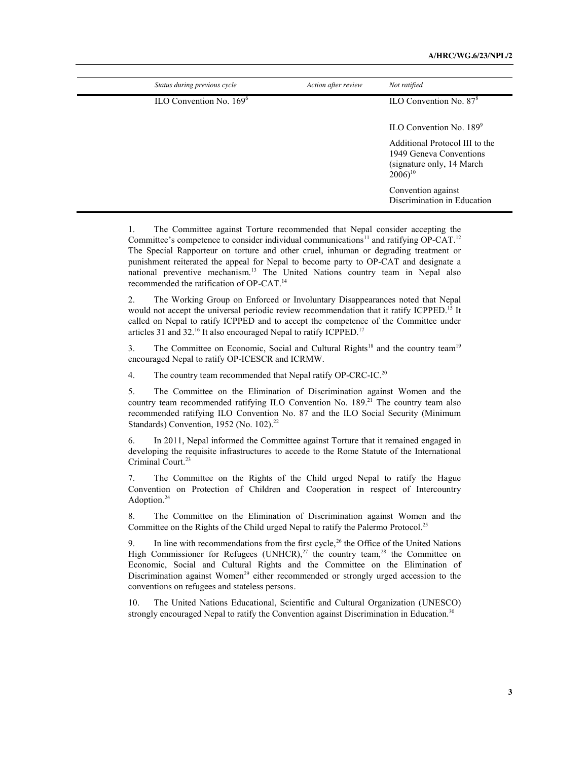| Status during previous cycle | Action after review | Not ratified |
|---|---|---|
| ILO Convention No. 169[6] | | ILO Convention No. 87[8] |
| | | ILO Convention No. 189[9] |
| | | Additional Protocol III to the 1949 Geneva Conventions (signature only, 14 March 2006)[10] |
| | | Convention against Discrimination in Education |

1. The Committee against Torture recommended that Nepal consider accepting the Committee's competence to consider individual communications[11] and ratifying OP-CAT.[12] The Special Rapporteur on torture and other cruel, inhuman or degrading treatment or punishment reiterated the appeal for Nepal to become party to OP-CAT and designate a national preventive mechanism.[13] The United Nations country team in Nepal also recommended the ratification of OP-CAT.[14]

2. The Working Group on Enforced or Involuntary Disappearances noted that Nepal would not accept the universal periodic review recommendation that it ratify ICPPED.[15] It called on Nepal to ratify ICPPED and to accept the competence of the Committee under articles 31 and 32.[16] It also encouraged Nepal to ratify ICPPED.[17]

3. The Committee on Economic, Social and Cultural Rights[18] and the country team[19] encouraged Nepal to ratify OP-ICESCR and ICRMW.

4. The country team recommended that Nepal ratify OP-CRC-IC.[20]

5. The Committee on the Elimination of Discrimination against Women and the country team recommended ratifying ILO Convention No. 189.[21] The country team also recommended ratifying ILO Convention No. 87 and the ILO Social Security (Minimum Standards) Convention, 1952 (No. 102).[22]

6. In 2011, Nepal informed the Committee against Torture that it remained engaged in developing the requisite infrastructures to accede to the Rome Statute of the International Criminal Court.[23]

7. The Committee on the Rights of the Child urged Nepal to ratify the Hague Convention on Protection of Children and Cooperation in respect of Intercountry Adoption.[24]

8. The Committee on the Elimination of Discrimination against Women and the Committee on the Rights of the Child urged Nepal to ratify the Palermo Protocol.[25]

9. In line with recommendations from the first cycle,[26] the Office of the United Nations High Commissioner for Refugees (UNHCR),[27] the country team,[28] the Committee on Economic, Social and Cultural Rights and the Committee on the Elimination of Discrimination against Women[29] either recommended or strongly urged accession to the conventions on refugees and stateless persons.

10. The United Nations Educational, Scientific and Cultural Organization (UNESCO) strongly encouraged Nepal to ratify the Convention against Discrimination in Education.[30]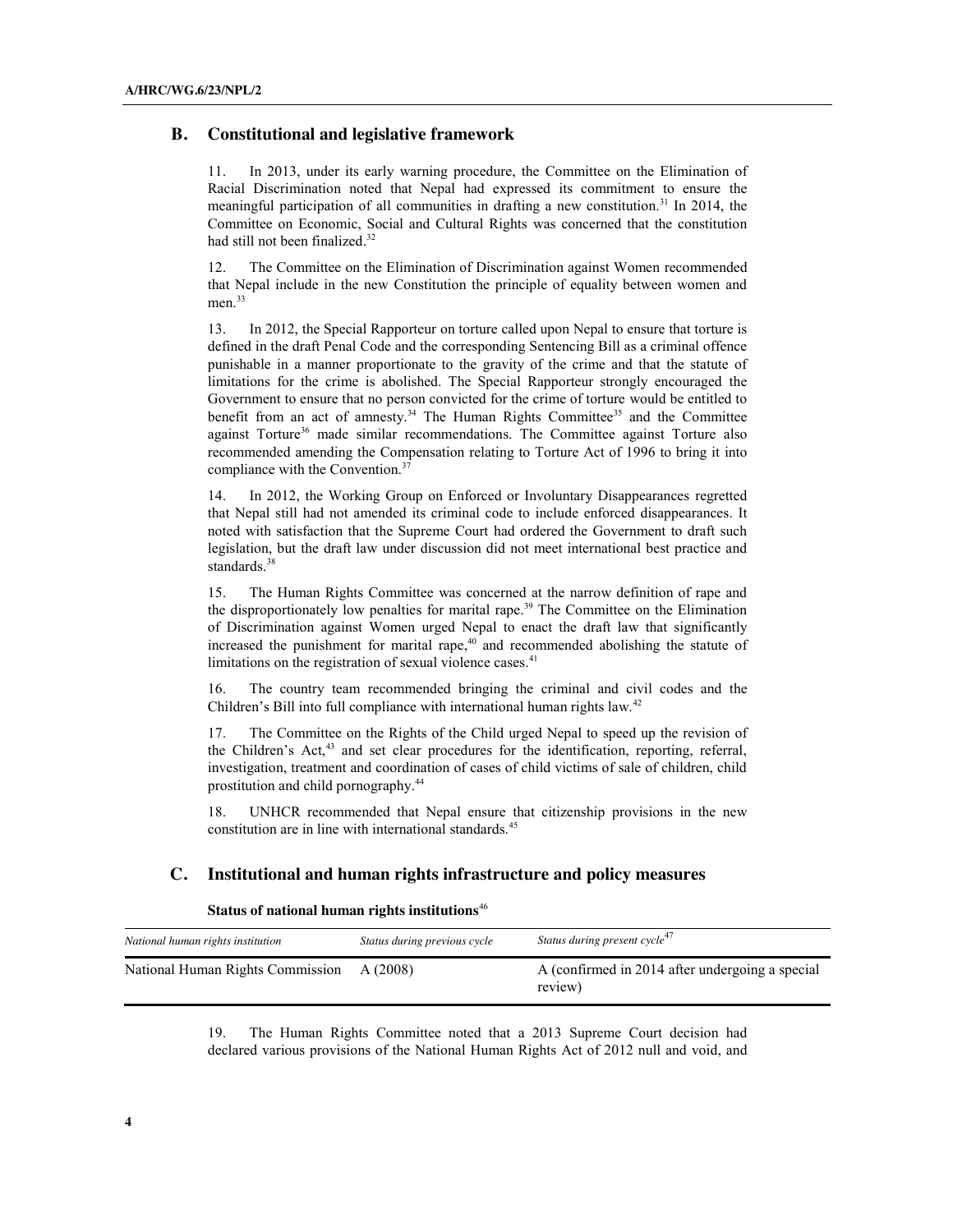## B. Constitutional and legislative framework

11. In 2013, under its early warning procedure, the Committee on the Elimination of Racial Discrimination noted that Nepal had expressed its commitment to ensure the meaningful participation of all communities in drafting a new constitution.[31] In 2014, the Committee on Economic, Social and Cultural Rights was concerned that the constitution had still not been finalized.[32]

12. The Committee on the Elimination of Discrimination against Women recommended that Nepal include in the new Constitution the principle of equality between women and men.[33]

13. In 2012, the Special Rapporteur on torture called upon Nepal to ensure that torture is defined in the draft Penal Code and the corresponding Sentencing Bill as a criminal offence punishable in a manner proportionate to the gravity of the crime and that the statute of limitations for the crime is abolished. The Special Rapporteur strongly encouraged the Government to ensure that no person convicted for the crime of torture would be entitled to benefit from an act of amnesty.[34] The Human Rights Committee[35] and the Committee against Torture[36] made similar recommendations. The Committee against Torture also recommended amending the Compensation relating to Torture Act of 1996 to bring it into compliance with the Convention.[37]

14. In 2012, the Working Group on Enforced or Involuntary Disappearances regretted that Nepal still had not amended its criminal code to include enforced disappearances. It noted with satisfaction that the Supreme Court had ordered the Government to draft such legislation, but the draft law under discussion did not meet international best practice and standards.[38]

15. The Human Rights Committee was concerned at the narrow definition of rape and the disproportionately low penalties for marital rape.[39] The Committee on the Elimination of Discrimination against Women urged Nepal to enact the draft law that significantly increased the punishment for marital rape,[40] and recommended abolishing the statute of limitations on the registration of sexual violence cases.[41]

16. The country team recommended bringing the criminal and civil codes and the Children's Bill into full compliance with international human rights law.[42]

17. The Committee on the Rights of the Child urged Nepal to speed up the revision of the Children's Act,[43] and set clear procedures for the identification, reporting, referral, investigation, treatment and coordination of cases of child victims of sale of children, child prostitution and child pornography.[44]

18. UNHCR recommended that Nepal ensure that citizenship provisions in the new constitution are in line with international standards.[45]

## C. Institutional and human rights infrastructure and policy measures

**Status of national human rights institutions**[46]

| *National human rights institution* | *Status during previous cycle* | *Status during present cycle*[47] |
|---|---|---|
| National Human Rights Commission | A (2008) | A (confirmed in 2014 after undergoing a special review) |

19. The Human Rights Committee noted that a 2013 Supreme Court decision had declared various provisions of the National Human Rights Act of 2012 null and void, and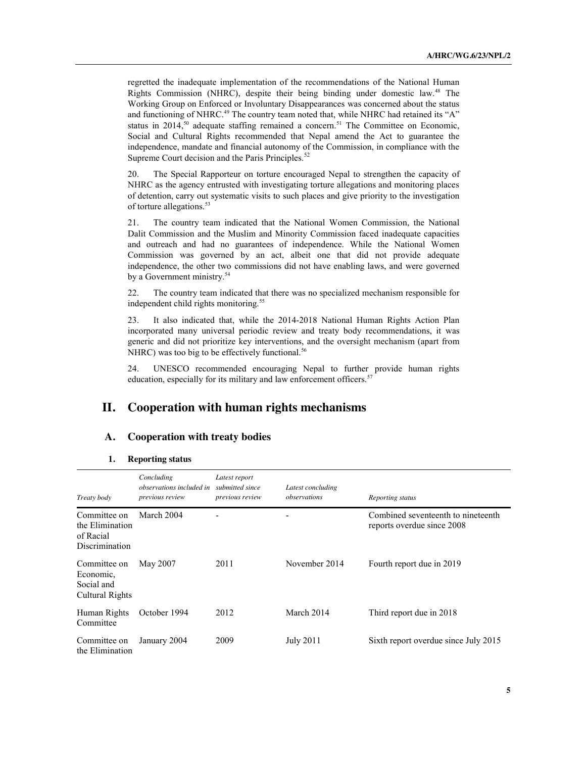regretted the inadequate implementation of the recommendations of the National Human Rights Commission (NHRC), despite their being binding under domestic law.[48] The Working Group on Enforced or Involuntary Disappearances was concerned about the status and functioning of NHRC.[49] The country team noted that, while NHRC had retained its "A" status in 2014,[50] adequate staffing remained a concern.[51] The Committee on Economic, Social and Cultural Rights recommended that Nepal amend the Act to guarantee the independence, mandate and financial autonomy of the Commission, in compliance with the Supreme Court decision and the Paris Principles.[52]

20. The Special Rapporteur on torture encouraged Nepal to strengthen the capacity of NHRC as the agency entrusted with investigating torture allegations and monitoring places of detention, carry out systematic visits to such places and give priority to the investigation of torture allegations.[53]

21. The country team indicated that the National Women Commission, the National Dalit Commission and the Muslim and Minority Commission faced inadequate capacities and outreach and had no guarantees of independence. While the National Women Commission was governed by an act, albeit one that did not provide adequate independence, the other two commissions did not have enabling laws, and were governed by a Government ministry.[54]

22. The country team indicated that there was no specialized mechanism responsible for independent child rights monitoring.[55]

23. It also indicated that, while the 2014-2018 National Human Rights Action Plan incorporated many universal periodic review and treaty body recommendations, it was generic and did not prioritize key interventions, and the oversight mechanism (apart from NHRC) was too big to be effectively functional.[56]

24. UNESCO recommended encouraging Nepal to further provide human rights education, especially for its military and law enforcement officers.[57]

# II. Cooperation with human rights mechanisms

## A. Cooperation with treaty bodies

### 1. Reporting status

| *Treaty body* | *Concluding observations included in previous review* | *Latest report submitted since previous review* | *Latest concluding observations* | *Reporting status* |
|---|---|---|---|---|
| Committee on the Elimination of Racial Discrimination | March 2004 | - | - | Combined seventeenth to nineteenth reports overdue since 2008 |
| Committee on Economic, Social and Cultural Rights | May 2007 | 2011 | November 2014 | Fourth report due in 2019 |
| Human Rights Committee | October 1994 | 2012 | March 2014 | Third report due in 2018 |
| Committee on the Elimination | January 2004 | 2009 | July 2011 | Sixth report overdue since July 2015 |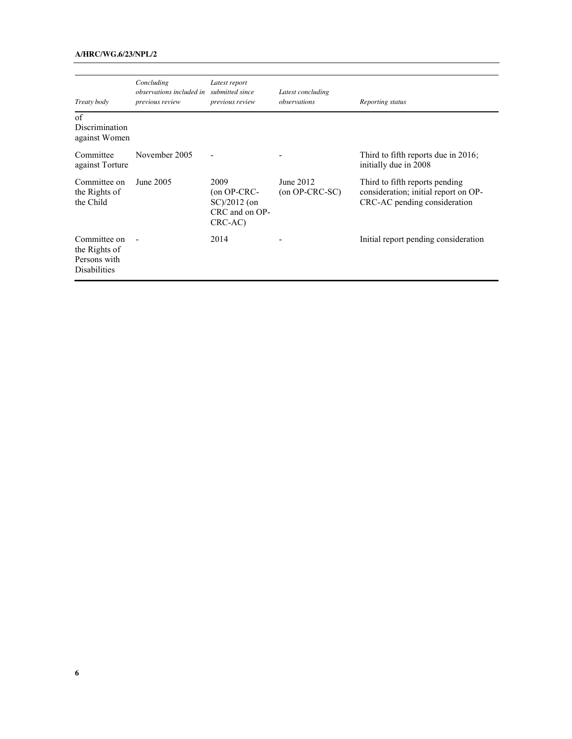| Treaty body | Concluding observations included in previous review | Latest report submitted since previous review | Latest concluding observations | Reporting status |
|---|---|---|---|---|
| of Discrimination against Women | | | | |
| Committee against Torture | November 2005 | - | - | Third to fifth reports due in 2016; initially due in 2008 |
| Committee on the Rights of the Child | June 2005 | 2009 (on OP-CRC-SC)/2012 (on CRC and on OP-CRC-AC) | June 2012 (on OP-CRC-SC) | Third to fifth reports pending consideration; initial report on OP-CRC-AC pending consideration |
| Committee on the Rights of Persons with Disabilities | - | 2014 | - | Initial report pending consideration |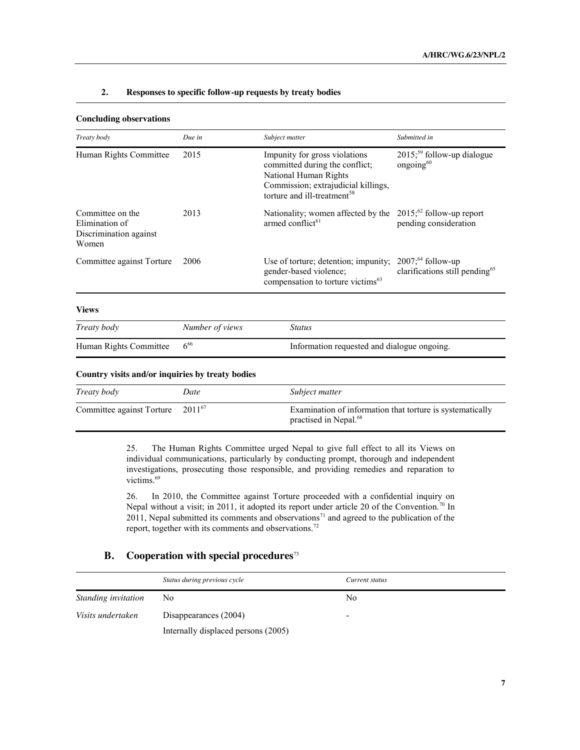### 2. Responses to specific follow-up requests by treaty bodies

**Concluding observations**

| *Treaty body* | *Due in* | *Subject matter* | *Submitted in* |
|---|---|---|---|
| Human Rights Committee | 2015 | Impunity for gross violations committed during the conflict; National Human Rights Commission; extrajudicial killings, torture and ill-treatment[58] | 2015;[59] follow-up dialogue ongoing[60] |
| Committee on the Elimination of Discrimination against Women | 2013 | Nationality; women affected by the armed conflict[61] | 2015;[62] follow-up report pending consideration |
| Committee against Torture | 2006 | Use of torture; detention; impunity; gender-based violence; compensation to torture victims[63] | 2007;[64] follow-up clarifications still pending[65] |

**Views**

| *Treaty body* | *Number of views* | *Status* |
|---|---|---|
| Human Rights Committee | 6[66] | Information requested and dialogue ongoing. |

**Country visits and/or inquiries by treaty bodies**

| *Treaty body* | *Date* | *Subject matter* |
|---|---|---|
| Committee against Torture | 2011[67] | Examination of information that torture is systematically practised in Nepal.[68] |

25. The Human Rights Committee urged Nepal to give full effect to all its Views on individual communications, particularly by conducting prompt, thorough and independent investigations, prosecuting those responsible, and providing remedies and reparation to victims.[69]

26. In 2010, the Committee against Torture proceeded with a confidential inquiry on Nepal without a visit; in 2011, it adopted its report under article 20 of the Convention.[70] In 2011, Nepal submitted its comments and observations[71] and agreed to the publication of the report, together with its comments and observations.[72]

## B. Cooperation with special procedures[73]

| | *Status during previous cycle* | *Current status* |
|---|---|---|
| *Standing invitation* | No | No |
| *Visits undertaken* | Disappearances (2004) | - |
| | Internally displaced persons (2005) | |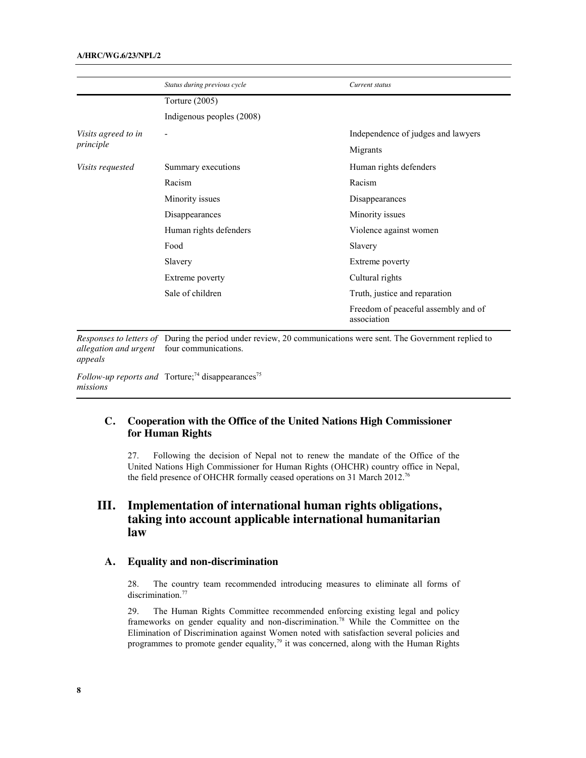| | Status during previous cycle | Current status |
|---|---|---|
| | Torture (2005) | |
| | Indigenous peoples (2008) | |
| *Visits agreed to in principle* | - | Independence of judges and lawyers |
| | | Migrants |
| *Visits requested* | Summary executions | Human rights defenders |
| | Racism | Racism |
| | Minority issues | Disappearances |
| | Disappearances | Minority issues |
| | Human rights defenders | Violence against women |
| | Food | Slavery |
| | Slavery | Extreme poverty |
| | Extreme poverty | Cultural rights |
| | Sale of children | Truth, justice and reparation |
| | | Freedom of peaceful assembly and of association |
| *Responses to letters of allegation and urgent appeals* | During the period under review, 20 communications were sent. The Government replied to four communications. | |
| *Follow-up reports and missions* | Torture;[74] disappearances[75] | |

## C. Cooperation with the Office of the United Nations High Commissioner for Human Rights

27. Following the decision of Nepal not to renew the mandate of the Office of the United Nations High Commissioner for Human Rights (OHCHR) country office in Nepal, the field presence of OHCHR formally ceased operations on 31 March 2012.[76]

# III. Implementation of international human rights obligations, taking into account applicable international humanitarian law

## A. Equality and non-discrimination

28. The country team recommended introducing measures to eliminate all forms of discrimination.[77]

29. The Human Rights Committee recommended enforcing existing legal and policy frameworks on gender equality and non-discrimination.[78] While the Committee on the Elimination of Discrimination against Women noted with satisfaction several policies and programmes to promote gender equality,[79] it was concerned, along with the Human Rights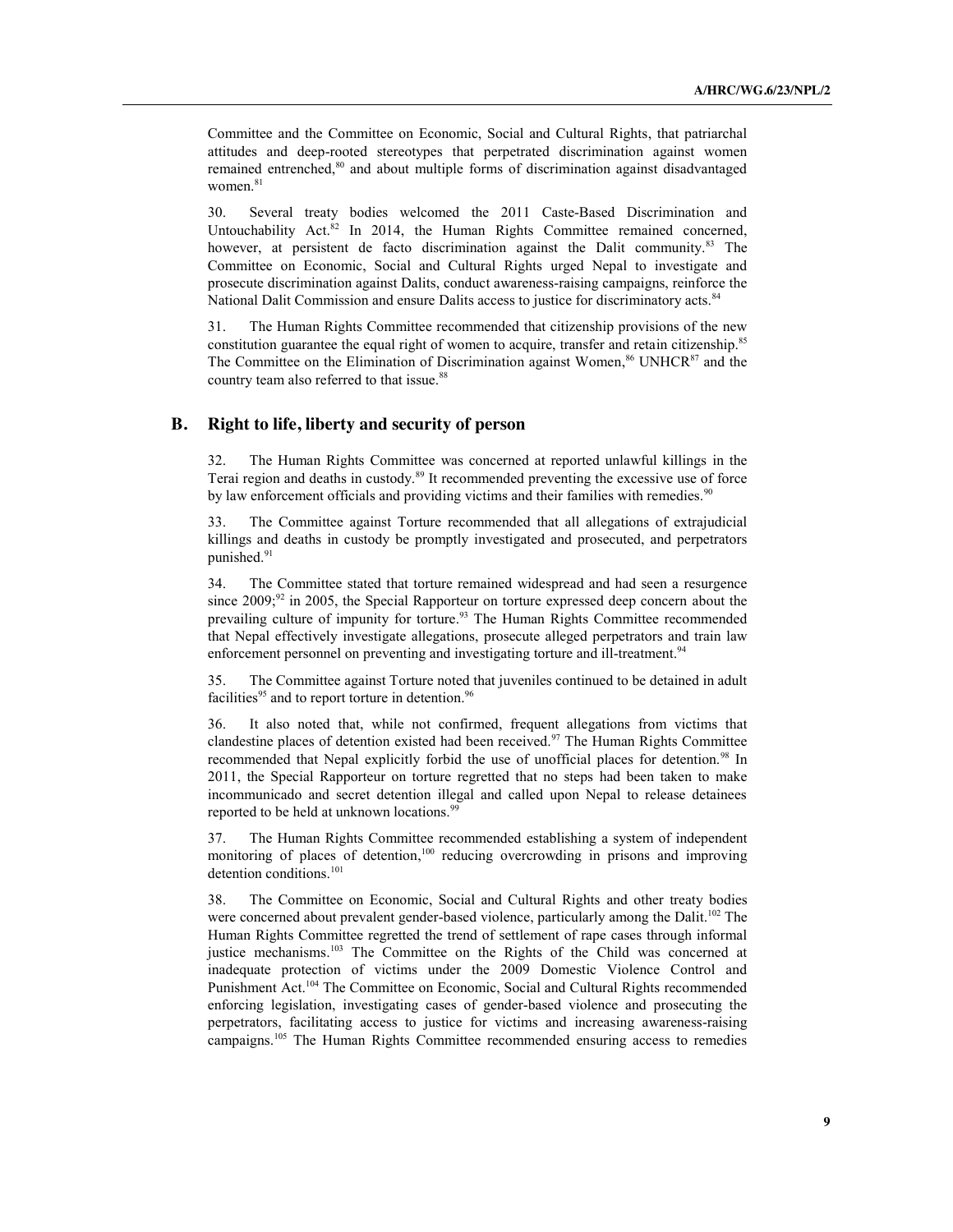Committee and the Committee on Economic, Social and Cultural Rights, that patriarchal attitudes and deep-rooted stereotypes that perpetrated discrimination against women remained entrenched,[80] and about multiple forms of discrimination against disadvantaged women.[81]

30. Several treaty bodies welcomed the 2011 Caste-Based Discrimination and Untouchability Act.[82] In 2014, the Human Rights Committee remained concerned, however, at persistent de facto discrimination against the Dalit community.[83] The Committee on Economic, Social and Cultural Rights urged Nepal to investigate and prosecute discrimination against Dalits, conduct awareness-raising campaigns, reinforce the National Dalit Commission and ensure Dalits access to justice for discriminatory acts.[84]

31. The Human Rights Committee recommended that citizenship provisions of the new constitution guarantee the equal right of women to acquire, transfer and retain citizenship.[85] The Committee on the Elimination of Discrimination against Women,[86] UNHCR[87] and the country team also referred to that issue.[88]

## B. Right to life, liberty and security of person

32. The Human Rights Committee was concerned at reported unlawful killings in the Terai region and deaths in custody.[89] It recommended preventing the excessive use of force by law enforcement officials and providing victims and their families with remedies.[90]

33. The Committee against Torture recommended that all allegations of extrajudicial killings and deaths in custody be promptly investigated and prosecuted, and perpetrators punished.[91]

34. The Committee stated that torture remained widespread and had seen a resurgence since 2009;[92] in 2005, the Special Rapporteur on torture expressed deep concern about the prevailing culture of impunity for torture.[93] The Human Rights Committee recommended that Nepal effectively investigate allegations, prosecute alleged perpetrators and train law enforcement personnel on preventing and investigating torture and ill-treatment.[94]

35. The Committee against Torture noted that juveniles continued to be detained in adult facilities[95] and to report torture in detention.[96]

36. It also noted that, while not confirmed, frequent allegations from victims that clandestine places of detention existed had been received.[97] The Human Rights Committee recommended that Nepal explicitly forbid the use of unofficial places for detention.[98] In 2011, the Special Rapporteur on torture regretted that no steps had been taken to make incommunicado and secret detention illegal and called upon Nepal to release detainees reported to be held at unknown locations.[99]

37. The Human Rights Committee recommended establishing a system of independent monitoring of places of detention,[100] reducing overcrowding in prisons and improving detention conditions.[101]

38. The Committee on Economic, Social and Cultural Rights and other treaty bodies were concerned about prevalent gender-based violence, particularly among the Dalit.[102] The Human Rights Committee regretted the trend of settlement of rape cases through informal justice mechanisms.[103] The Committee on the Rights of the Child was concerned at inadequate protection of victims under the 2009 Domestic Violence Control and Punishment Act.[104] The Committee on Economic, Social and Cultural Rights recommended enforcing legislation, investigating cases of gender-based violence and prosecuting the perpetrators, facilitating access to justice for victims and increasing awareness-raising campaigns.[105] The Human Rights Committee recommended ensuring access to remedies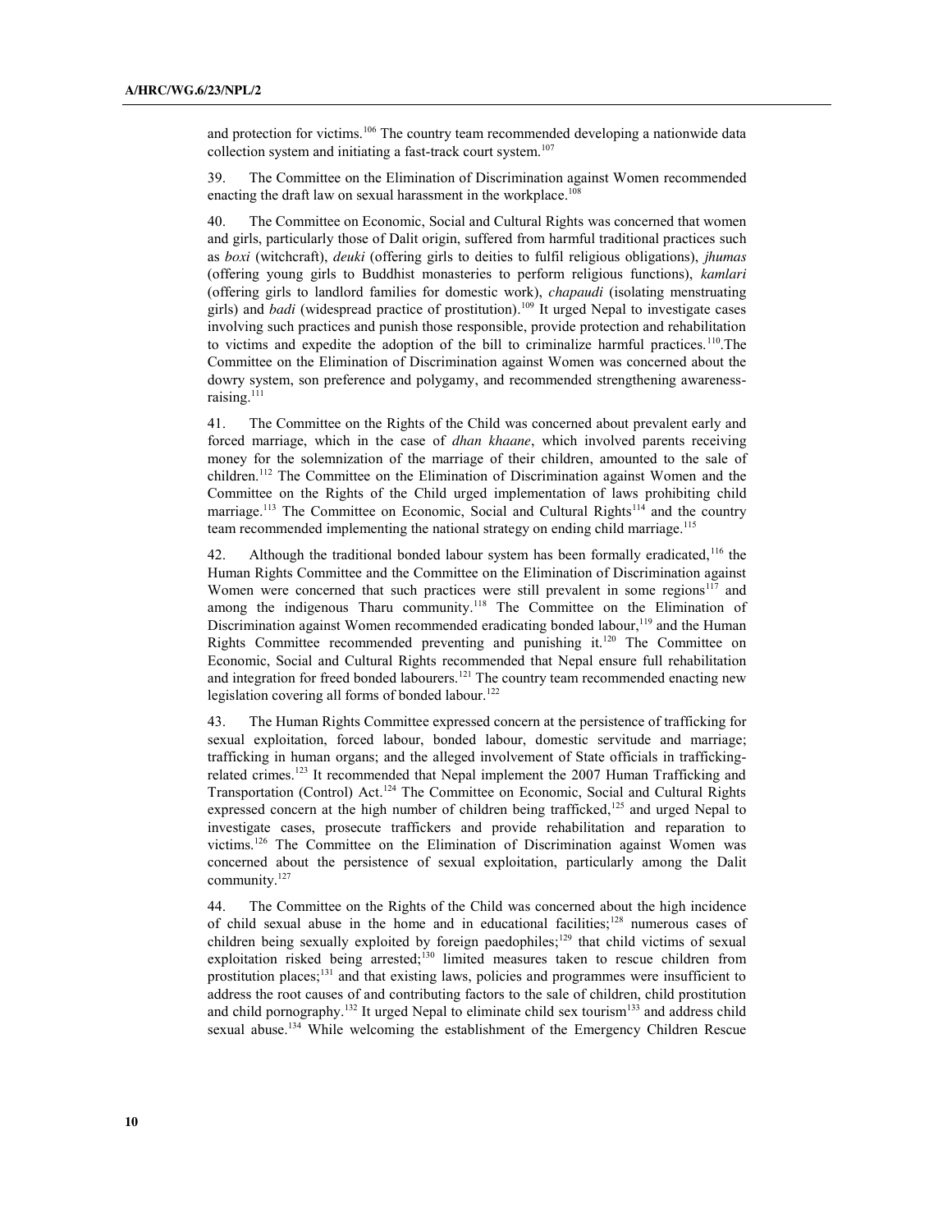and protection for victims.[106] The country team recommended developing a nationwide data collection system and initiating a fast-track court system.[107]

39. The Committee on the Elimination of Discrimination against Women recommended enacting the draft law on sexual harassment in the workplace.[108]

40. The Committee on Economic, Social and Cultural Rights was concerned that women and girls, particularly those of Dalit origin, suffered from harmful traditional practices such as *boxi* (witchcraft), *deuki* (offering girls to deities to fulfil religious obligations), *jhumas* (offering young girls to Buddhist monasteries to perform religious functions), *kamlari* (offering girls to landlord families for domestic work), *chapaudi* (isolating menstruating girls) and *badi* (widespread practice of prostitution).[109] It urged Nepal to investigate cases involving such practices and punish those responsible, provide protection and rehabilitation to victims and expedite the adoption of the bill to criminalize harmful practices.[110].The Committee on the Elimination of Discrimination against Women was concerned about the dowry system, son preference and polygamy, and recommended strengthening awareness-raising.[111]

41. The Committee on the Rights of the Child was concerned about prevalent early and forced marriage, which in the case of *dhan khaane*, which involved parents receiving money for the solemnization of the marriage of their children, amounted to the sale of children.[112] The Committee on the Elimination of Discrimination against Women and the Committee on the Rights of the Child urged implementation of laws prohibiting child marriage.[113] The Committee on Economic, Social and Cultural Rights[114] and the country team recommended implementing the national strategy on ending child marriage.[115]

42. Although the traditional bonded labour system has been formally eradicated,[116] the Human Rights Committee and the Committee on the Elimination of Discrimination against Women were concerned that such practices were still prevalent in some regions[117] and among the indigenous Tharu community.[118] The Committee on the Elimination of Discrimination against Women recommended eradicating bonded labour,[119] and the Human Rights Committee recommended preventing and punishing it.[120] The Committee on Economic, Social and Cultural Rights recommended that Nepal ensure full rehabilitation and integration for freed bonded labourers.[121] The country team recommended enacting new legislation covering all forms of bonded labour.[122]

43. The Human Rights Committee expressed concern at the persistence of trafficking for sexual exploitation, forced labour, bonded labour, domestic servitude and marriage; trafficking in human organs; and the alleged involvement of State officials in trafficking-related crimes.[123] It recommended that Nepal implement the 2007 Human Trafficking and Transportation (Control) Act.[124] The Committee on Economic, Social and Cultural Rights expressed concern at the high number of children being trafficked,[125] and urged Nepal to investigate cases, prosecute traffickers and provide rehabilitation and reparation to victims.[126] The Committee on the Elimination of Discrimination against Women was concerned about the persistence of sexual exploitation, particularly among the Dalit community.[127]

44. The Committee on the Rights of the Child was concerned about the high incidence of child sexual abuse in the home and in educational facilities;[128] numerous cases of children being sexually exploited by foreign paedophiles;[129] that child victims of sexual exploitation risked being arrested;[130] limited measures taken to rescue children from prostitution places;[131] and that existing laws, policies and programmes were insufficient to address the root causes of and contributing factors to the sale of children, child prostitution and child pornography.[132] It urged Nepal to eliminate child sex tourism[133] and address child sexual abuse.[134] While welcoming the establishment of the Emergency Children Rescue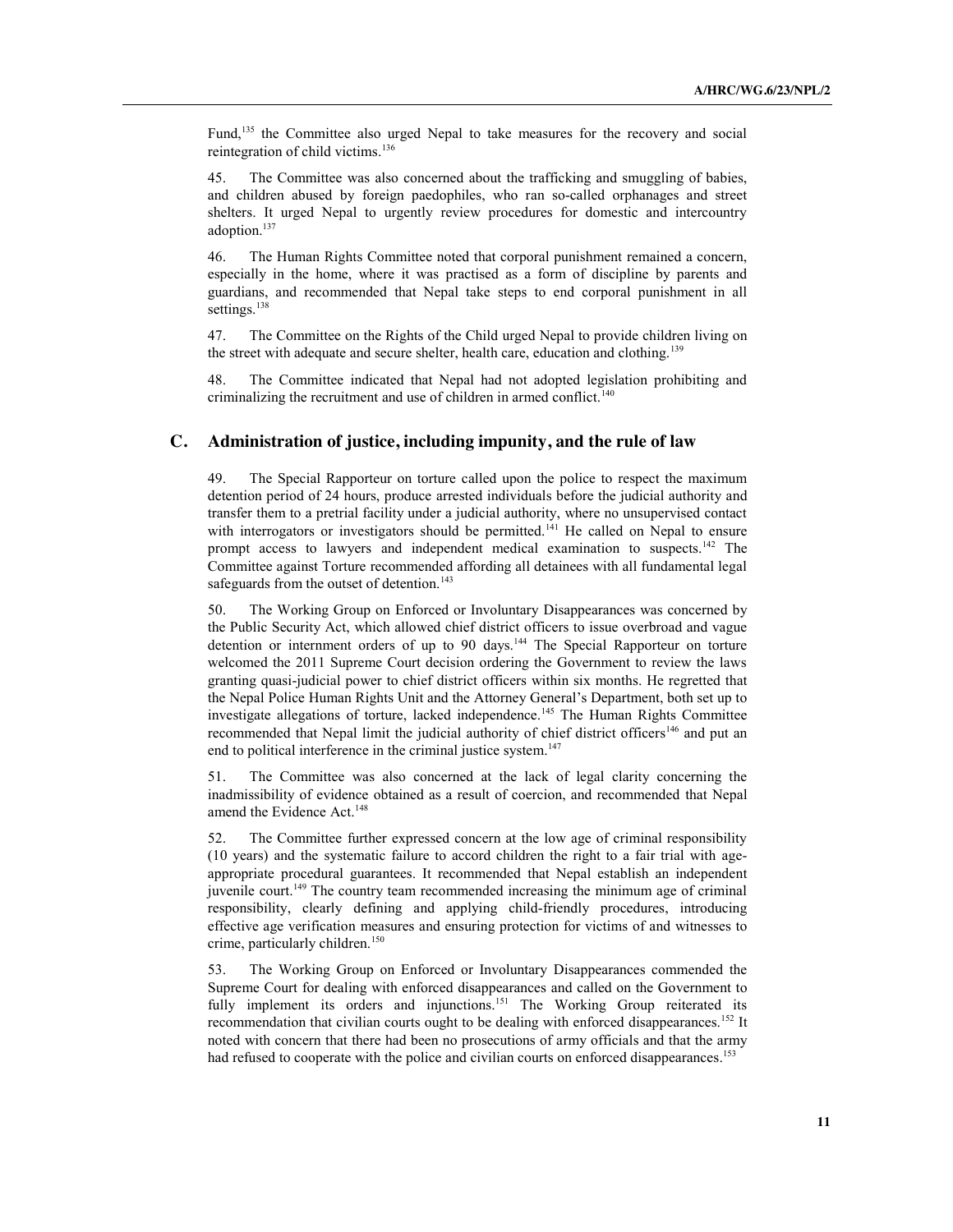Fund,[135] the Committee also urged Nepal to take measures for the recovery and social reintegration of child victims.[136]

45. The Committee was also concerned about the trafficking and smuggling of babies, and children abused by foreign paedophiles, who ran so-called orphanages and street shelters. It urged Nepal to urgently review procedures for domestic and intercountry adoption.[137]

46. The Human Rights Committee noted that corporal punishment remained a concern, especially in the home, where it was practised as a form of discipline by parents and guardians, and recommended that Nepal take steps to end corporal punishment in all settings.[138]

47. The Committee on the Rights of the Child urged Nepal to provide children living on the street with adequate and secure shelter, health care, education and clothing.[139]

48. The Committee indicated that Nepal had not adopted legislation prohibiting and criminalizing the recruitment and use of children in armed conflict.[140]

## C. Administration of justice, including impunity, and the rule of law

49. The Special Rapporteur on torture called upon the police to respect the maximum detention period of 24 hours, produce arrested individuals before the judicial authority and transfer them to a pretrial facility under a judicial authority, where no unsupervised contact with interrogators or investigators should be permitted.[141] He called on Nepal to ensure prompt access to lawyers and independent medical examination to suspects.[142] The Committee against Torture recommended affording all detainees with all fundamental legal safeguards from the outset of detention.[143]

50. The Working Group on Enforced or Involuntary Disappearances was concerned by the Public Security Act, which allowed chief district officers to issue overbroad and vague detention or internment orders of up to 90 days.[144] The Special Rapporteur on torture welcomed the 2011 Supreme Court decision ordering the Government to review the laws granting quasi-judicial power to chief district officers within six months. He regretted that the Nepal Police Human Rights Unit and the Attorney General's Department, both set up to investigate allegations of torture, lacked independence.[145] The Human Rights Committee recommended that Nepal limit the judicial authority of chief district officers[146] and put an end to political interference in the criminal justice system.[147]

51. The Committee was also concerned at the lack of legal clarity concerning the inadmissibility of evidence obtained as a result of coercion, and recommended that Nepal amend the Evidence Act.[148]

52. The Committee further expressed concern at the low age of criminal responsibility (10 years) and the systematic failure to accord children the right to a fair trial with age-appropriate procedural guarantees. It recommended that Nepal establish an independent juvenile court.[149] The country team recommended increasing the minimum age of criminal responsibility, clearly defining and applying child-friendly procedures, introducing effective age verification measures and ensuring protection for victims of and witnesses to crime, particularly children.[150]

53. The Working Group on Enforced or Involuntary Disappearances commended the Supreme Court for dealing with enforced disappearances and called on the Government to fully implement its orders and injunctions.[151] The Working Group reiterated its recommendation that civilian courts ought to be dealing with enforced disappearances.[152] It noted with concern that there had been no prosecutions of army officials and that the army had refused to cooperate with the police and civilian courts on enforced disappearances.[153]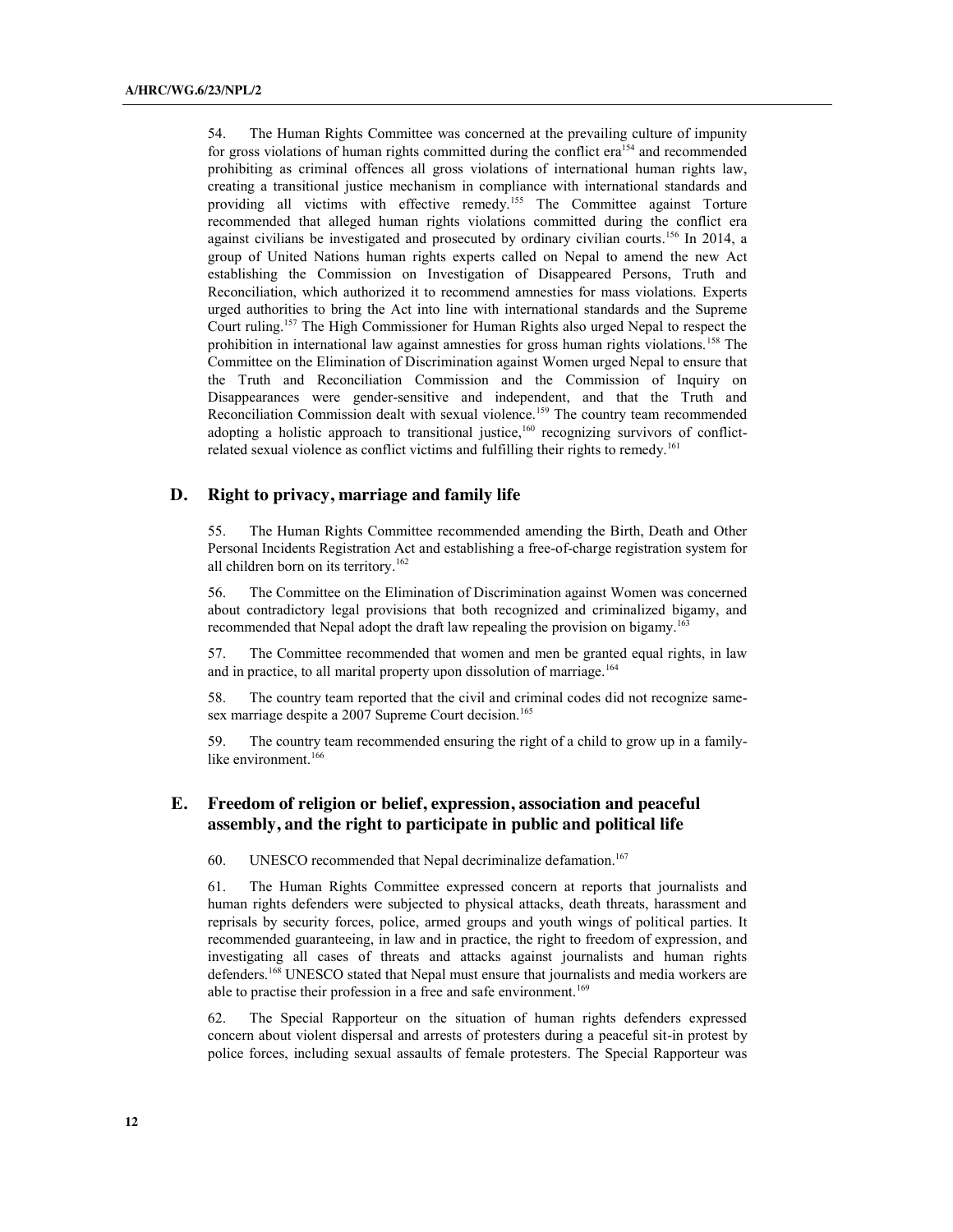54. The Human Rights Committee was concerned at the prevailing culture of impunity for gross violations of human rights committed during the conflict era[154] and recommended prohibiting as criminal offences all gross violations of international human rights law, creating a transitional justice mechanism in compliance with international standards and providing all victims with effective remedy.[155] The Committee against Torture recommended that alleged human rights violations committed during the conflict era against civilians be investigated and prosecuted by ordinary civilian courts.[156] In 2014, a group of United Nations human rights experts called on Nepal to amend the new Act establishing the Commission on Investigation of Disappeared Persons, Truth and Reconciliation, which authorized it to recommend amnesties for mass violations. Experts urged authorities to bring the Act into line with international standards and the Supreme Court ruling.[157] The High Commissioner for Human Rights also urged Nepal to respect the prohibition in international law against amnesties for gross human rights violations.[158] The Committee on the Elimination of Discrimination against Women urged Nepal to ensure that the Truth and Reconciliation Commission and the Commission of Inquiry on Disappearances were gender-sensitive and independent, and that the Truth and Reconciliation Commission dealt with sexual violence.[159] The country team recommended adopting a holistic approach to transitional justice,[160] recognizing survivors of conflict-related sexual violence as conflict victims and fulfilling their rights to remedy.[161]

## D. Right to privacy, marriage and family life

55. The Human Rights Committee recommended amending the Birth, Death and Other Personal Incidents Registration Act and establishing a free-of-charge registration system for all children born on its territory.[162]

56. The Committee on the Elimination of Discrimination against Women was concerned about contradictory legal provisions that both recognized and criminalized bigamy, and recommended that Nepal adopt the draft law repealing the provision on bigamy.[163]

57. The Committee recommended that women and men be granted equal rights, in law and in practice, to all marital property upon dissolution of marriage.[164]

58. The country team reported that the civil and criminal codes did not recognize same-sex marriage despite a 2007 Supreme Court decision.[165]

59. The country team recommended ensuring the right of a child to grow up in a family-like environment.[166]

## E. Freedom of religion or belief, expression, association and peaceful assembly, and the right to participate in public and political life

60. UNESCO recommended that Nepal decriminalize defamation.[167]

61. The Human Rights Committee expressed concern at reports that journalists and human rights defenders were subjected to physical attacks, death threats, harassment and reprisals by security forces, police, armed groups and youth wings of political parties. It recommended guaranteeing, in law and in practice, the right to freedom of expression, and investigating all cases of threats and attacks against journalists and human rights defenders.[168] UNESCO stated that Nepal must ensure that journalists and media workers are able to practise their profession in a free and safe environment.[169]

62. The Special Rapporteur on the situation of human rights defenders expressed concern about violent dispersal and arrests of protesters during a peaceful sit-in protest by police forces, including sexual assaults of female protesters. The Special Rapporteur was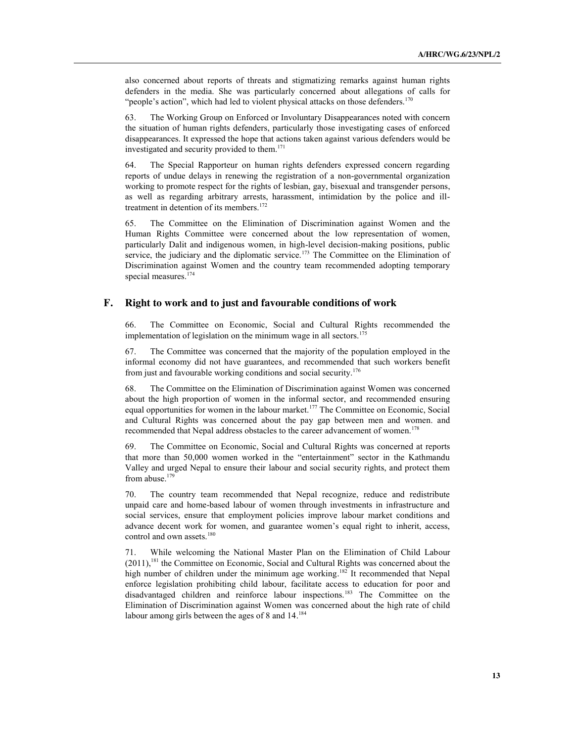also concerned about reports of threats and stigmatizing remarks against human rights defenders in the media. She was particularly concerned about allegations of calls for "people's action", which had led to violent physical attacks on those defenders.[170]

63. The Working Group on Enforced or Involuntary Disappearances noted with concern the situation of human rights defenders, particularly those investigating cases of enforced disappearances. It expressed the hope that actions taken against various defenders would be investigated and security provided to them.[171]

64. The Special Rapporteur on human rights defenders expressed concern regarding reports of undue delays in renewing the registration of a non-governmental organization working to promote respect for the rights of lesbian, gay, bisexual and transgender persons, as well as regarding arbitrary arrests, harassment, intimidation by the police and ill-treatment in detention of its members.[172]

65. The Committee on the Elimination of Discrimination against Women and the Human Rights Committee were concerned about the low representation of women, particularly Dalit and indigenous women, in high-level decision-making positions, public service, the judiciary and the diplomatic service.[173] The Committee on the Elimination of Discrimination against Women and the country team recommended adopting temporary special measures.[174]

## F. Right to work and to just and favourable conditions of work

66. The Committee on Economic, Social and Cultural Rights recommended the implementation of legislation on the minimum wage in all sectors.[175]

67. The Committee was concerned that the majority of the population employed in the informal economy did not have guarantees, and recommended that such workers benefit from just and favourable working conditions and social security.[176]

68. The Committee on the Elimination of Discrimination against Women was concerned about the high proportion of women in the informal sector, and recommended ensuring equal opportunities for women in the labour market.[177] The Committee on Economic, Social and Cultural Rights was concerned about the pay gap between men and women. and recommended that Nepal address obstacles to the career advancement of women.[178]

69. The Committee on Economic, Social and Cultural Rights was concerned at reports that more than 50,000 women worked in the "entertainment" sector in the Kathmandu Valley and urged Nepal to ensure their labour and social security rights, and protect them from abuse.[179]

70. The country team recommended that Nepal recognize, reduce and redistribute unpaid care and home-based labour of women through investments in infrastructure and social services, ensure that employment policies improve labour market conditions and advance decent work for women, and guarantee women's equal right to inherit, access, control and own assets.[180]

71. While welcoming the National Master Plan on the Elimination of Child Labour (2011),[181] the Committee on Economic, Social and Cultural Rights was concerned about the high number of children under the minimum age working.[182] It recommended that Nepal enforce legislation prohibiting child labour, facilitate access to education for poor and disadvantaged children and reinforce labour inspections.[183] The Committee on the Elimination of Discrimination against Women was concerned about the high rate of child labour among girls between the ages of 8 and 14.[184]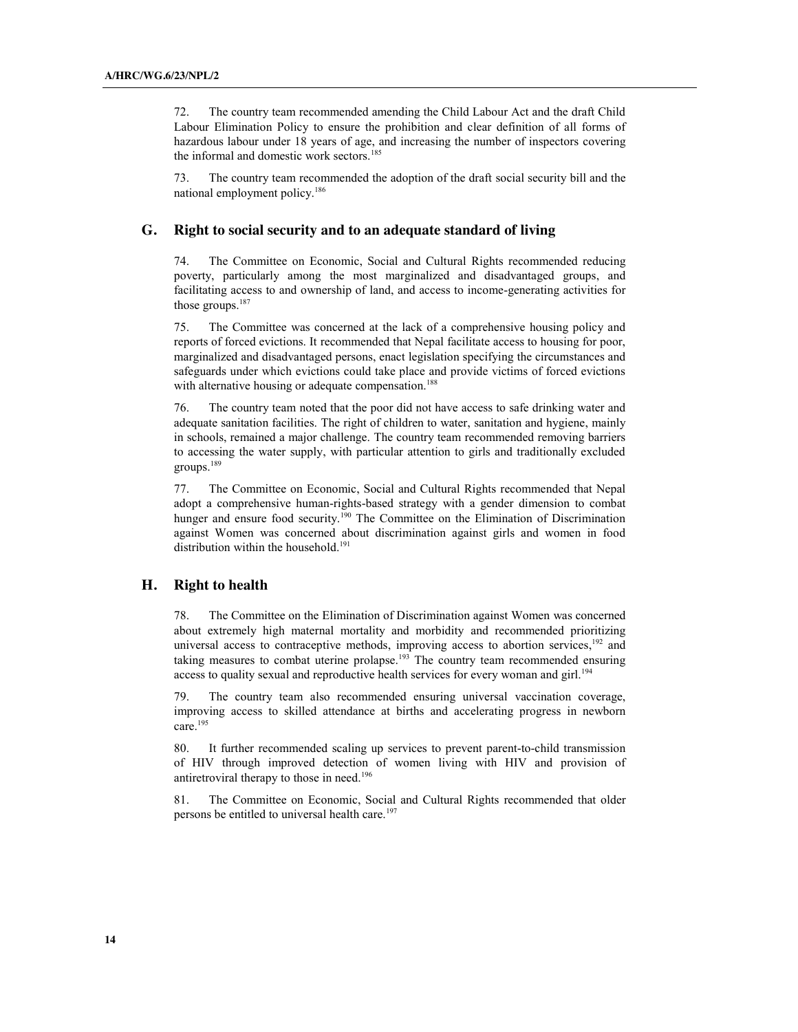72. The country team recommended amending the Child Labour Act and the draft Child Labour Elimination Policy to ensure the prohibition and clear definition of all forms of hazardous labour under 18 years of age, and increasing the number of inspectors covering the informal and domestic work sectors.[185]

73. The country team recommended the adoption of the draft social security bill and the national employment policy.[186]

## G. Right to social security and to an adequate standard of living

74. The Committee on Economic, Social and Cultural Rights recommended reducing poverty, particularly among the most marginalized and disadvantaged groups, and facilitating access to and ownership of land, and access to income-generating activities for those groups.[187]

75. The Committee was concerned at the lack of a comprehensive housing policy and reports of forced evictions. It recommended that Nepal facilitate access to housing for poor, marginalized and disadvantaged persons, enact legislation specifying the circumstances and safeguards under which evictions could take place and provide victims of forced evictions with alternative housing or adequate compensation.[188]

76. The country team noted that the poor did not have access to safe drinking water and adequate sanitation facilities. The right of children to water, sanitation and hygiene, mainly in schools, remained a major challenge. The country team recommended removing barriers to accessing the water supply, with particular attention to girls and traditionally excluded groups.[189]

77. The Committee on Economic, Social and Cultural Rights recommended that Nepal adopt a comprehensive human-rights-based strategy with a gender dimension to combat hunger and ensure food security.[190] The Committee on the Elimination of Discrimination against Women was concerned about discrimination against girls and women in food distribution within the household.[191]

## H. Right to health

78. The Committee on the Elimination of Discrimination against Women was concerned about extremely high maternal mortality and morbidity and recommended prioritizing universal access to contraceptive methods, improving access to abortion services,[192] and taking measures to combat uterine prolapse.[193] The country team recommended ensuring access to quality sexual and reproductive health services for every woman and girl.[194]

79. The country team also recommended ensuring universal vaccination coverage, improving access to skilled attendance at births and accelerating progress in newborn care.[195]

80. It further recommended scaling up services to prevent parent-to-child transmission of HIV through improved detection of women living with HIV and provision of antiretroviral therapy to those in need.[196]

81. The Committee on Economic, Social and Cultural Rights recommended that older persons be entitled to universal health care.[197]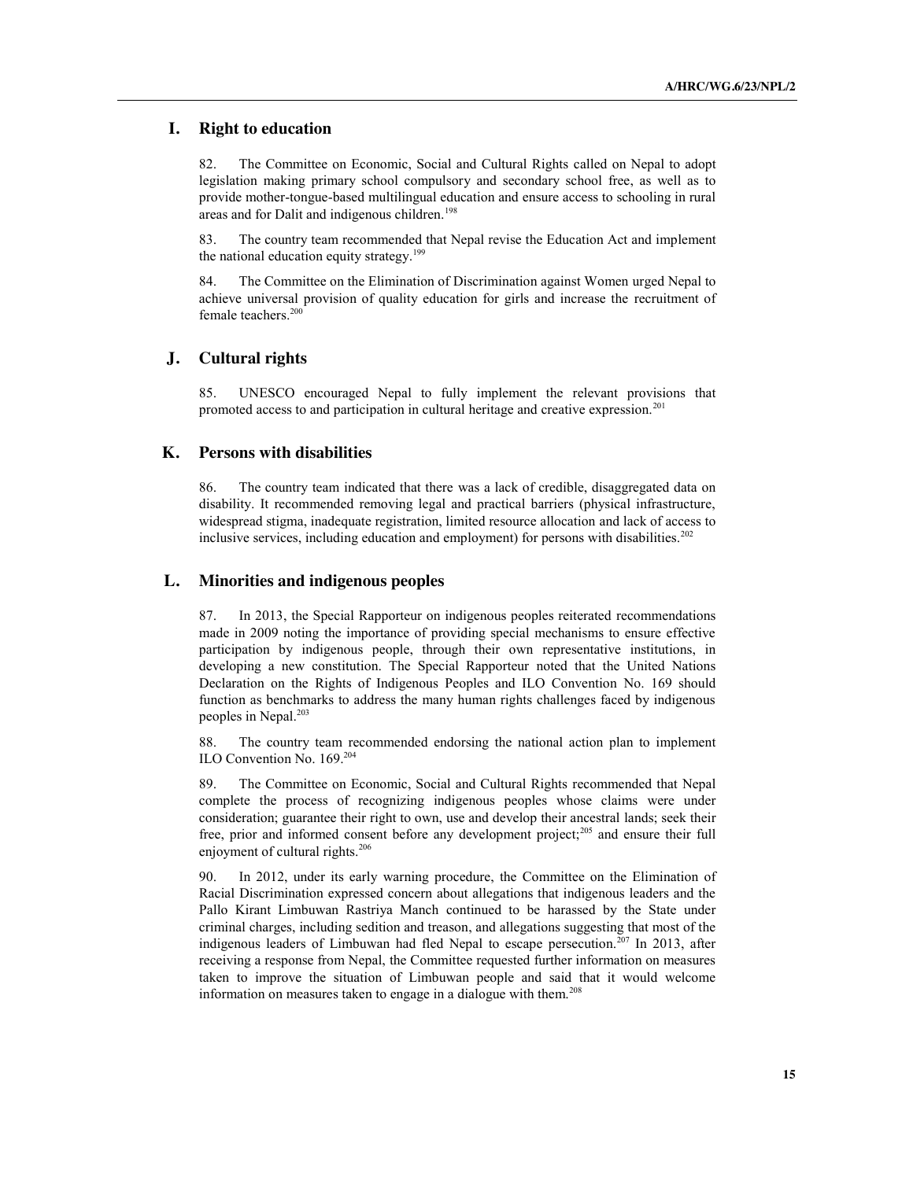## I. Right to education

82. The Committee on Economic, Social and Cultural Rights called on Nepal to adopt legislation making primary school compulsory and secondary school free, as well as to provide mother-tongue-based multilingual education and ensure access to schooling in rural areas and for Dalit and indigenous children.[198]

83. The country team recommended that Nepal revise the Education Act and implement the national education equity strategy.[199]

84. The Committee on the Elimination of Discrimination against Women urged Nepal to achieve universal provision of quality education for girls and increase the recruitment of female teachers.[200]

## J. Cultural rights

85. UNESCO encouraged Nepal to fully implement the relevant provisions that promoted access to and participation in cultural heritage and creative expression.[201]

## K. Persons with disabilities

86. The country team indicated that there was a lack of credible, disaggregated data on disability. It recommended removing legal and practical barriers (physical infrastructure, widespread stigma, inadequate registration, limited resource allocation and lack of access to inclusive services, including education and employment) for persons with disabilities.[202]

## L. Minorities and indigenous peoples

87. In 2013, the Special Rapporteur on indigenous peoples reiterated recommendations made in 2009 noting the importance of providing special mechanisms to ensure effective participation by indigenous people, through their own representative institutions, in developing a new constitution. The Special Rapporteur noted that the United Nations Declaration on the Rights of Indigenous Peoples and ILO Convention No. 169 should function as benchmarks to address the many human rights challenges faced by indigenous peoples in Nepal.[203]

88. The country team recommended endorsing the national action plan to implement ILO Convention No. 169.[204]

89. The Committee on Economic, Social and Cultural Rights recommended that Nepal complete the process of recognizing indigenous peoples whose claims were under consideration; guarantee their right to own, use and develop their ancestral lands; seek their free, prior and informed consent before any development project;[205] and ensure their full enjoyment of cultural rights.[206]

90. In 2012, under its early warning procedure, the Committee on the Elimination of Racial Discrimination expressed concern about allegations that indigenous leaders and the Pallo Kirant Limbuwan Rastriya Manch continued to be harassed by the State under criminal charges, including sedition and treason, and allegations suggesting that most of the indigenous leaders of Limbuwan had fled Nepal to escape persecution.[207] In 2013, after receiving a response from Nepal, the Committee requested further information on measures taken to improve the situation of Limbuwan people and said that it would welcome information on measures taken to engage in a dialogue with them.[208]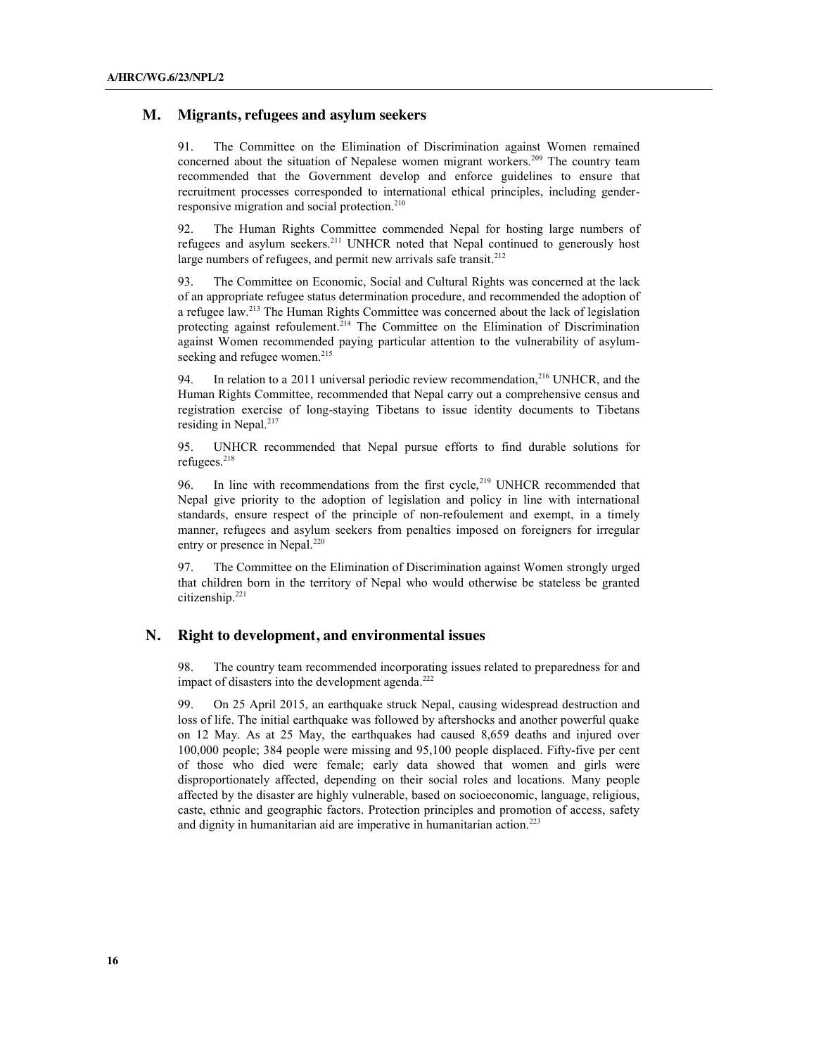## M. Migrants, refugees and asylum seekers

91. The Committee on the Elimination of Discrimination against Women remained concerned about the situation of Nepalese women migrant workers.[209] The country team recommended that the Government develop and enforce guidelines to ensure that recruitment processes corresponded to international ethical principles, including gender-responsive migration and social protection.[210]

92. The Human Rights Committee commended Nepal for hosting large numbers of refugees and asylum seekers.[211] UNHCR noted that Nepal continued to generously host large numbers of refugees, and permit new arrivals safe transit.[212]

93. The Committee on Economic, Social and Cultural Rights was concerned at the lack of an appropriate refugee status determination procedure, and recommended the adoption of a refugee law.[213] The Human Rights Committee was concerned about the lack of legislation protecting against refoulement.[214] The Committee on the Elimination of Discrimination against Women recommended paying particular attention to the vulnerability of asylum-seeking and refugee women.[215]

94. In relation to a 2011 universal periodic review recommendation,[216] UNHCR, and the Human Rights Committee, recommended that Nepal carry out a comprehensive census and registration exercise of long-staying Tibetans to issue identity documents to Tibetans residing in Nepal.[217]

95. UNHCR recommended that Nepal pursue efforts to find durable solutions for refugees.[218]

96. In line with recommendations from the first cycle,[219] UNHCR recommended that Nepal give priority to the adoption of legislation and policy in line with international standards, ensure respect of the principle of non-refoulement and exempt, in a timely manner, refugees and asylum seekers from penalties imposed on foreigners for irregular entry or presence in Nepal.[220]

97. The Committee on the Elimination of Discrimination against Women strongly urged that children born in the territory of Nepal who would otherwise be stateless be granted citizenship.[221]

## N. Right to development, and environmental issues

98. The country team recommended incorporating issues related to preparedness for and impact of disasters into the development agenda.[222]

99. On 25 April 2015, an earthquake struck Nepal, causing widespread destruction and loss of life. The initial earthquake was followed by aftershocks and another powerful quake on 12 May. As at 25 May, the earthquakes had caused 8,659 deaths and injured over 100,000 people; 384 people were missing and 95,100 people displaced. Fifty-five per cent of those who died were female; early data showed that women and girls were disproportionately affected, depending on their social roles and locations. Many people affected by the disaster are highly vulnerable, based on socioeconomic, language, religious, caste, ethnic and geographic factors. Protection principles and promotion of access, safety and dignity in humanitarian aid are imperative in humanitarian action.[223]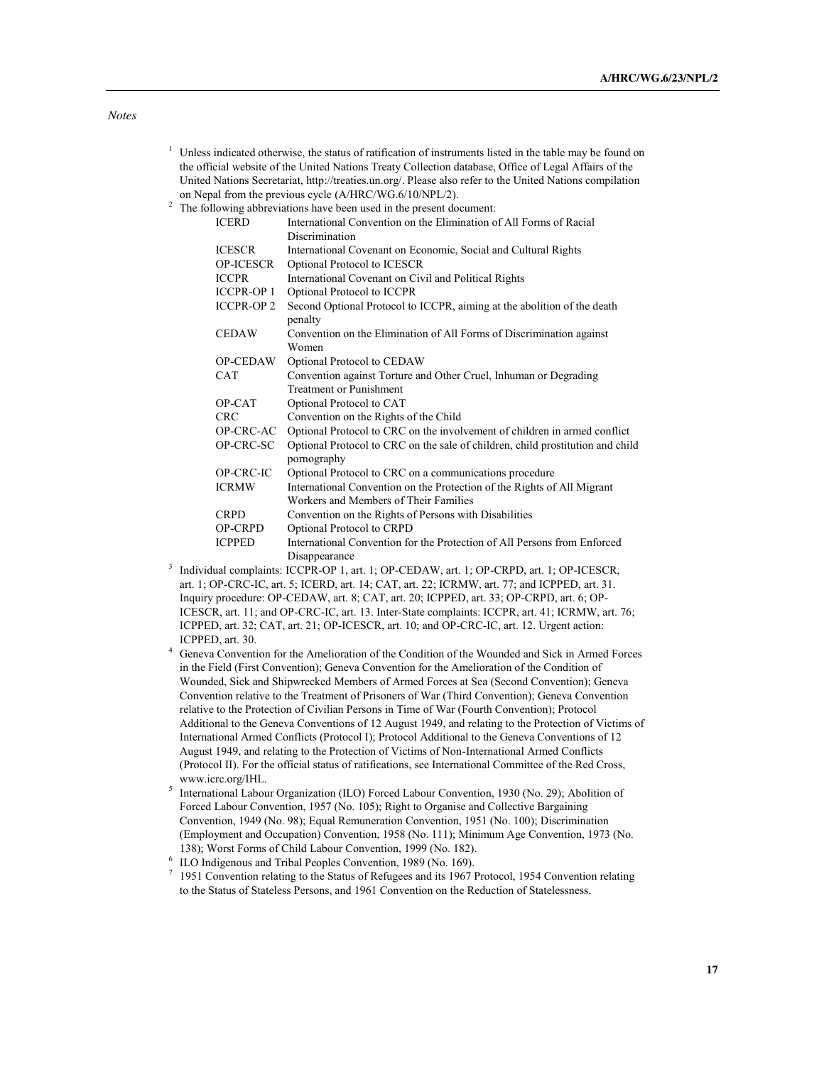*Notes*

[1] Unless indicated otherwise, the status of ratification of instruments listed in the table may be found on the official website of the United Nations Treaty Collection database, Office of Legal Affairs of the United Nations Secretariat, http://treaties.un.org/. Please also refer to the United Nations compilation on Nepal from the previous cycle (A/HRC/WG.6/10/NPL/2).

[2] The following abbreviations have been used in the present document:

| | |
|---|---|
| ICERD | International Convention on the Elimination of All Forms of Racial Discrimination |
| ICESCR | International Covenant on Economic, Social and Cultural Rights |
| OP-ICESCR | Optional Protocol to ICESCR |
| ICCPR | International Covenant on Civil and Political Rights |
| ICCPR-OP 1 | Optional Protocol to ICCPR |
| ICCPR-OP 2 | Second Optional Protocol to ICCPR, aiming at the abolition of the death penalty |
| CEDAW | Convention on the Elimination of All Forms of Discrimination against Women |
| OP-CEDAW | Optional Protocol to CEDAW |
| CAT | Convention against Torture and Other Cruel, Inhuman or Degrading Treatment or Punishment |
| OP-CAT | Optional Protocol to CAT |
| CRC | Convention on the Rights of the Child |
| OP-CRC-AC | Optional Protocol to CRC on the involvement of children in armed conflict |
| OP-CRC-SC | Optional Protocol to CRC on the sale of children, child prostitution and child pornography |
| OP-CRC-IC | Optional Protocol to CRC on a communications procedure |
| ICRMW | International Convention on the Protection of the Rights of All Migrant Workers and Members of Their Families |
| CRPD | Convention on the Rights of Persons with Disabilities |
| OP-CRPD | Optional Protocol to CRPD |
| ICPPED | International Convention for the Protection of All Persons from Enforced Disappearance |

[3] Individual complaints: ICCPR-OP 1, art. 1; OP-CEDAW, art. 1; OP-CRPD, art. 1; OP-ICESCR, art. 1; OP-CRC-IC, art. 5; ICERD, art. 14; CAT, art. 22; ICRMW, art. 77; and ICPPED, art. 31. Inquiry procedure: OP-CEDAW, art. 8; CAT, art. 20; ICPPED, art. 33; OP-CRPD, art. 6; OP-ICESCR, art. 11; and OP-CRC-IC, art. 13. Inter-State complaints: ICCPR, art. 41; ICRMW, art. 76; ICPPED, art. 32; CAT, art. 21; OP-ICESCR, art. 10; and OP-CRC-IC, art. 12. Urgent action: ICPPED, art. 30.

[4] Geneva Convention for the Amelioration of the Condition of the Wounded and Sick in Armed Forces in the Field (First Convention); Geneva Convention for the Amelioration of the Condition of Wounded, Sick and Shipwrecked Members of Armed Forces at Sea (Second Convention); Geneva Convention relative to the Treatment of Prisoners of War (Third Convention); Geneva Convention relative to the Protection of Civilian Persons in Time of War (Fourth Convention); Protocol Additional to the Geneva Conventions of 12 August 1949, and relating to the Protection of Victims of International Armed Conflicts (Protocol I); Protocol Additional to the Geneva Conventions of 12 August 1949, and relating to the Protection of Victims of Non-International Armed Conflicts (Protocol II). For the official status of ratifications, see International Committee of the Red Cross, www.icrc.org/IHL.

[5] International Labour Organization (ILO) Forced Labour Convention, 1930 (No. 29); Abolition of Forced Labour Convention, 1957 (No. 105); Right to Organise and Collective Bargaining Convention, 1949 (No. 98); Equal Remuneration Convention, 1951 (No. 100); Discrimination (Employment and Occupation) Convention, 1958 (No. 111); Minimum Age Convention, 1973 (No. 138); Worst Forms of Child Labour Convention, 1999 (No. 182).

[6] ILO Indigenous and Tribal Peoples Convention, 1989 (No. 169).

[7] 1951 Convention relating to the Status of Refugees and its 1967 Protocol, 1954 Convention relating to the Status of Stateless Persons, and 1961 Convention on the Reduction of Statelessness.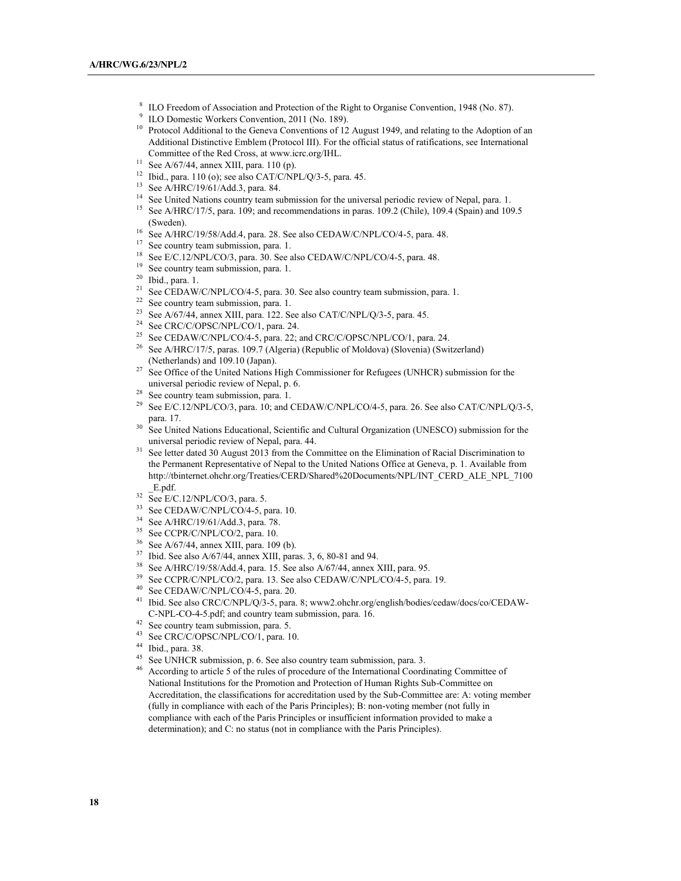[8] ILO Freedom of Association and Protection of the Right to Organise Convention, 1948 (No. 87).

[9] ILO Domestic Workers Convention, 2011 (No. 189).

[10] Protocol Additional to the Geneva Conventions of 12 August 1949, and relating to the Adoption of an Additional Distinctive Emblem (Protocol III). For the official status of ratifications, see International Committee of the Red Cross, at www.icrc.org/IHL.

[11] See A/67/44, annex XIII, para. 110 (p).

[12] Ibid., para. 110 (o); see also CAT/C/NPL/Q/3-5, para. 45.

[13] See A/HRC/19/61/Add.3, para. 84.

[14] See United Nations country team submission for the universal periodic review of Nepal, para. 1.

[15] See A/HRC/17/5, para. 109; and recommendations in paras. 109.2 (Chile), 109.4 (Spain) and 109.5 (Sweden).

[16] See A/HRC/19/58/Add.4, para. 28. See also CEDAW/C/NPL/CO/4-5, para. 48.

[17] See country team submission, para. 1.

[18] See E/C.12/NPL/CO/3, para. 30. See also CEDAW/C/NPL/CO/4-5, para. 48.

[19] See country team submission, para. 1.

[20] Ibid., para. 1.

[21] See CEDAW/C/NPL/CO/4-5, para. 30. See also country team submission, para. 1.

[22] See country team submission, para. 1.

[23] See A/67/44, annex XIII, para. 122. See also CAT/C/NPL/Q/3-5, para. 45.

[24] See CRC/C/OPSC/NPL/CO/1, para. 24.

[25] See CEDAW/C/NPL/CO/4-5, para. 22; and CRC/C/OPSC/NPL/CO/1, para. 24.

[26] See A/HRC/17/5, paras. 109.7 (Algeria) (Republic of Moldova) (Slovenia) (Switzerland) (Netherlands) and 109.10 (Japan).

[27] See Office of the United Nations High Commissioner for Refugees (UNHCR) submission for the universal periodic review of Nepal, p. 6.

[28] See country team submission, para. 1.

[29] See E/C.12/NPL/CO/3, para. 10; and CEDAW/C/NPL/CO/4-5, para. 26. See also CAT/C/NPL/Q/3-5, para. 17.

[30] See United Nations Educational, Scientific and Cultural Organization (UNESCO) submission for the universal periodic review of Nepal, para. 44.

[31] See letter dated 30 August 2013 from the Committee on the Elimination of Racial Discrimination to the Permanent Representative of Nepal to the United Nations Office at Geneva, p. 1. Available from http://tbinternet.ohchr.org/Treaties/CERD/Shared%20Documents/NPL/INT_CERD_ALE_NPL_7100_E.pdf.

[32] See E/C.12/NPL/CO/3, para. 5.

[33] See CEDAW/C/NPL/CO/4-5, para. 10.

[34] See A/HRC/19/61/Add.3, para. 78.

[35] See CCPR/C/NPL/CO/2, para. 10.

[36] See A/67/44, annex XIII, para. 109 (b).

[37] Ibid. See also A/67/44, annex XIII, paras. 3, 6, 80-81 and 94.

[38] See A/HRC/19/58/Add.4, para. 15. See also A/67/44, annex XIII, para. 95.

[39] See CCPR/C/NPL/CO/2, para. 13. See also CEDAW/C/NPL/CO/4-5, para. 19.

[40] See CEDAW/C/NPL/CO/4-5, para. 20.

[41] Ibid. See also CRC/C/NPL/Q/3-5, para. 8; www2.ohchr.org/english/bodies/cedaw/docs/co/CEDAW-C-NPL-CO-4-5.pdf; and country team submission, para. 16.

[42] See country team submission, para. 5.

[43] See CRC/C/OPSC/NPL/CO/1, para. 10.

[44] Ibid., para. 38.

[45] See UNHCR submission, p. 6. See also country team submission, para. 3.

[46] According to article 5 of the rules of procedure of the International Coordinating Committee of National Institutions for the Promotion and Protection of Human Rights Sub-Committee on Accreditation, the classifications for accreditation used by the Sub-Committee are: A: voting member (fully in compliance with each of the Paris Principles); B: non-voting member (not fully in compliance with each of the Paris Principles or insufficient information provided to make a determination); and C: no status (not in compliance with the Paris Principles).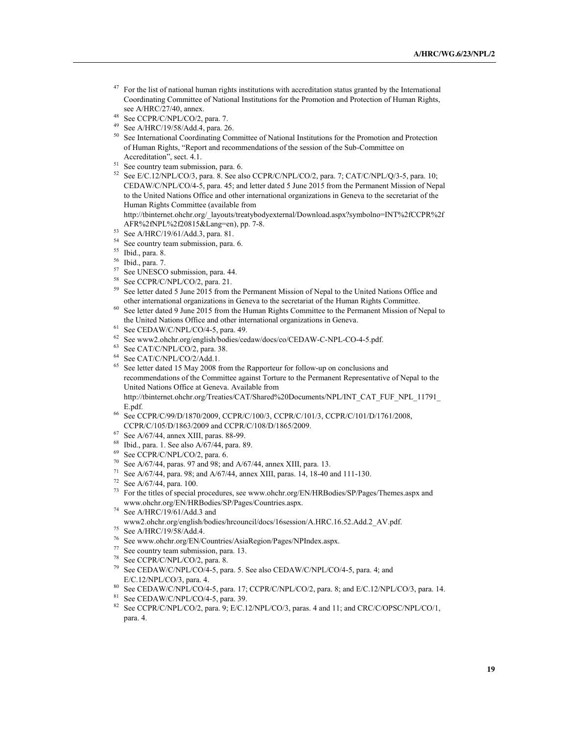[47] For the list of national human rights institutions with accreditation status granted by the International Coordinating Committee of National Institutions for the Promotion and Protection of Human Rights, see A/HRC/27/40, annex.

[48] See CCPR/C/NPL/CO/2, para. 7.

[49] See A/HRC/19/58/Add.4, para. 26.

[50] See International Coordinating Committee of National Institutions for the Promotion and Protection of Human Rights, "Report and recommendations of the session of the Sub-Committee on Accreditation", sect. 4.1.

[51] See country team submission, para. 6.

[52] See E/C.12/NPL/CO/3, para. 8. See also CCPR/C/NPL/CO/2, para. 7; CAT/C/NPL/Q/3-5, para. 10; CEDAW/C/NPL/CO/4-5, para. 45; and letter dated 5 June 2015 from the Permanent Mission of Nepal to the United Nations Office and other international organizations in Geneva to the secretariat of the Human Rights Committee (available from http://tbinternet.ohchr.org/_layouts/treatybodyexternal/Download.aspx?symbolno=INT%2fCCPR%2fAFR%2fNPL%2f20815&Lang=en), pp. 7-8.

[53] See A/HRC/19/61/Add.3, para. 81.

[54] See country team submission, para. 6.

[55] Ibid., para. 8.

[56] Ibid., para. 7.

[57] See UNESCO submission, para. 44.

[58] See CCPR/C/NPL/CO/2, para. 21.

[59] See letter dated 5 June 2015 from the Permanent Mission of Nepal to the United Nations Office and other international organizations in Geneva to the secretariat of the Human Rights Committee.

[60] See letter dated 9 June 2015 from the Human Rights Committee to the Permanent Mission of Nepal to the United Nations Office and other international organizations in Geneva.

[61] See CEDAW/C/NPL/CO/4-5, para. 49.

[62] See www2.ohchr.org/english/bodies/cedaw/docs/co/CEDAW-C-NPL-CO-4-5.pdf.

[63] See CAT/C/NPL/CO/2, para. 38.

[64] See CAT/C/NPL/CO/2/Add.1.

[65] See letter dated 15 May 2008 from the Rapporteur for follow-up on conclusions and recommendations of the Committee against Torture to the Permanent Representative of Nepal to the United Nations Office at Geneva. Available from http://tbinternet.ohchr.org/Treaties/CAT/Shared%20Documents/NPL/INT_CAT_FUF_NPL_11791_E.pdf.

[66] See CCPR/C/99/D/1870/2009, CCPR/C/100/3, CCPR/C/101/3, CCPR/C/101/D/1761/2008, CCPR/C/105/D/1863/2009 and CCPR/C/108/D/1865/2009.

[67] See A/67/44, annex XIII, paras. 88-99.

[68] Ibid., para. 1. See also A/67/44, para. 89.

[69] See CCPR/C/NPL/CO/2, para. 6.

[70] See A/67/44, paras. 97 and 98; and A/67/44, annex XIII, para. 13.

[71] See A/67/44, para. 98; and A/67/44, annex XIII, paras. 14, 18-40 and 111-130.

[72] See A/67/44, para. 100.

[73] For the titles of special procedures, see www.ohchr.org/EN/HRBodies/SP/Pages/Themes.aspx and www.ohchr.org/EN/HRBodies/SP/Pages/Countries.aspx.

[74] See A/HRC/19/61/Add.3 and www2.ohchr.org/english/bodies/hrcouncil/docs/16session/A.HRC.16.52.Add.2_AV.pdf.

[75] See A/HRC/19/58/Add.4.

[76] See www.ohchr.org/EN/Countries/AsiaRegion/Pages/NPIndex.aspx.

[77] See country team submission, para. 13.

[78] See CCPR/C/NPL/CO/2, para. 8.

[79] See CEDAW/C/NPL/CO/4-5, para. 5. See also CEDAW/C/NPL/CO/4-5, para. 4; and E/C.12/NPL/CO/3, para. 4.

[80] See CEDAW/C/NPL/CO/4-5, para. 17; CCPR/C/NPL/CO/2, para. 8; and E/C.12/NPL/CO/3, para. 14.

[81] See CEDAW/C/NPL/CO/4-5, para. 39.

[82] See CCPR/C/NPL/CO/2, para. 9; E/C.12/NPL/CO/3, paras. 4 and 11; and CRC/C/OPSC/NPL/CO/1, para. 4.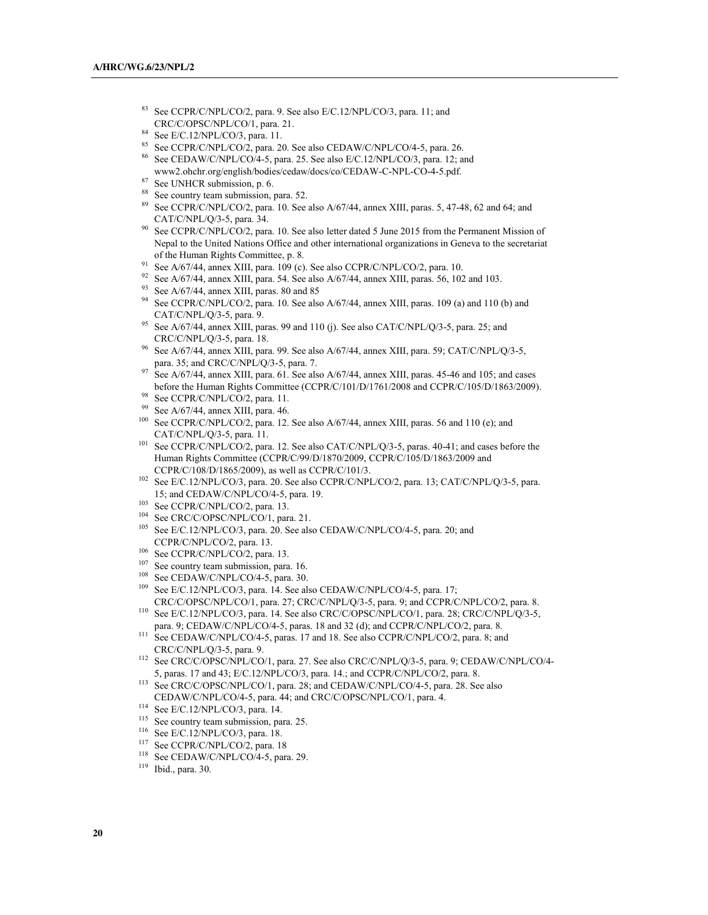[83] See CCPR/C/NPL/CO/2, para. 9. See also E/C.12/NPL/CO/3, para. 11; and CRC/C/OPSC/NPL/CO/1, para. 21.

[84] See E/C.12/NPL/CO/3, para. 11.

[85] See CCPR/C/NPL/CO/2, para. 20. See also CEDAW/C/NPL/CO/4-5, para. 26.

[86] See CEDAW/C/NPL/CO/4-5, para. 25. See also E/C.12/NPL/CO/3, para. 12; and www2.ohchr.org/english/bodies/cedaw/docs/co/CEDAW-C-NPL-CO-4-5.pdf.

[87] See UNHCR submission, p. 6.

[88] See country team submission, para. 52.

[89] See CCPR/C/NPL/CO/2, para. 10. See also A/67/44, annex XIII, paras. 5, 47-48, 62 and 64; and CAT/C/NPL/Q/3-5, para. 34.

[90] See CCPR/C/NPL/CO/2, para. 10. See also letter dated 5 June 2015 from the Permanent Mission of Nepal to the United Nations Office and other international organizations in Geneva to the secretariat of the Human Rights Committee, p. 8.

[91] See A/67/44, annex XIII, para. 109 (c). See also CCPR/C/NPL/CO/2, para. 10.

[92] See A/67/44, annex XIII, para. 54. See also A/67/44, annex XIII, paras. 56, 102 and 103.

[93] See A/67/44, annex XIII, paras. 80 and 85

[94] See CCPR/C/NPL/CO/2, para. 10. See also A/67/44, annex XIII, paras. 109 (a) and 110 (b) and CAT/C/NPL/Q/3-5, para. 9.

[95] See A/67/44, annex XIII, paras. 99 and 110 (j). See also CAT/C/NPL/Q/3-5, para. 25; and CRC/C/NPL/Q/3-5, para. 18.

[96] See A/67/44, annex XIII, para. 99. See also A/67/44, annex XIII, para. 59; CAT/C/NPL/Q/3-5, para. 35; and CRC/C/NPL/Q/3-5, para. 7.

[97] See A/67/44, annex XIII, para. 61. See also A/67/44, annex XIII, paras. 45-46 and 105; and cases before the Human Rights Committee (CCPR/C/101/D/1761/2008 and CCPR/C/105/D/1863/2009).

[98] See CCPR/C/NPL/CO/2, para. 11.

[99] See A/67/44, annex XIII, para. 46.

[100] See CCPR/C/NPL/CO/2, para. 12. See also A/67/44, annex XIII, paras. 56 and 110 (e); and CAT/C/NPL/Q/3-5, para. 11.

[101] See CCPR/C/NPL/CO/2, para. 12. See also CAT/C/NPL/Q/3-5, paras. 40-41; and cases before the Human Rights Committee (CCPR/C/99/D/1870/2009, CCPR/C/105/D/1863/2009 and CCPR/C/108/D/1865/2009), as well as CCPR/C/101/3.

[102] See E/C.12/NPL/CO/3, para. 20. See also CCPR/C/NPL/CO/2, para. 13; CAT/C/NPL/Q/3-5, para. 15; and CEDAW/C/NPL/CO/4-5, para. 19.

[103] See CCPR/C/NPL/CO/2, para. 13.

[104] See CRC/C/OPSC/NPL/CO/1, para. 21.

[105] See E/C.12/NPL/CO/3, para. 20. See also CEDAW/C/NPL/CO/4-5, para. 20; and CCPR/C/NPL/CO/2, para. 13.

[106] See CCPR/C/NPL/CO/2, para. 13.

[107] See country team submission, para. 16.

[108] See CEDAW/C/NPL/CO/4-5, para. 30.

[109] See E/C.12/NPL/CO/3, para. 14. See also CEDAW/C/NPL/CO/4-5, para. 17; CRC/C/OPSC/NPL/CO/1, para. 27; CRC/C/NPL/Q/3-5, para. 9; and CCPR/C/NPL/CO/2, para. 8.

[110] See E/C.12/NPL/CO/3, para. 14. See also CRC/C/OPSC/NPL/CO/1, para. 28; CRC/C/NPL/Q/3-5, para. 9; CEDAW/C/NPL/CO/4-5, paras. 18 and 32 (d); and CCPR/C/NPL/CO/2, para. 8.

[111] See CEDAW/C/NPL/CO/4-5, paras. 17 and 18. See also CCPR/C/NPL/CO/2, para. 8; and CRC/C/NPL/Q/3-5, para. 9.

[112] See CRC/C/OPSC/NPL/CO/1, para. 27. See also CRC/C/NPL/Q/3-5, para. 9; CEDAW/C/NPL/CO/4-5, paras. 17 and 43; E/C.12/NPL/CO/3, para. 14.; and CCPR/C/NPL/CO/2, para. 8.

[113] See CRC/C/OPSC/NPL/CO/1, para. 28; and CEDAW/C/NPL/CO/4-5, para. 28. See also CEDAW/C/NPL/CO/4-5, para. 44; and CRC/C/OPSC/NPL/CO/1, para. 4.

[114] See E/C.12/NPL/CO/3, para. 14.

[115] See country team submission, para. 25.

[116] See E/C.12/NPL/CO/3, para. 18.

[117] See CCPR/C/NPL/CO/2, para. 18

[118] See CEDAW/C/NPL/CO/4-5, para. 29.

[119] Ibid., para. 30.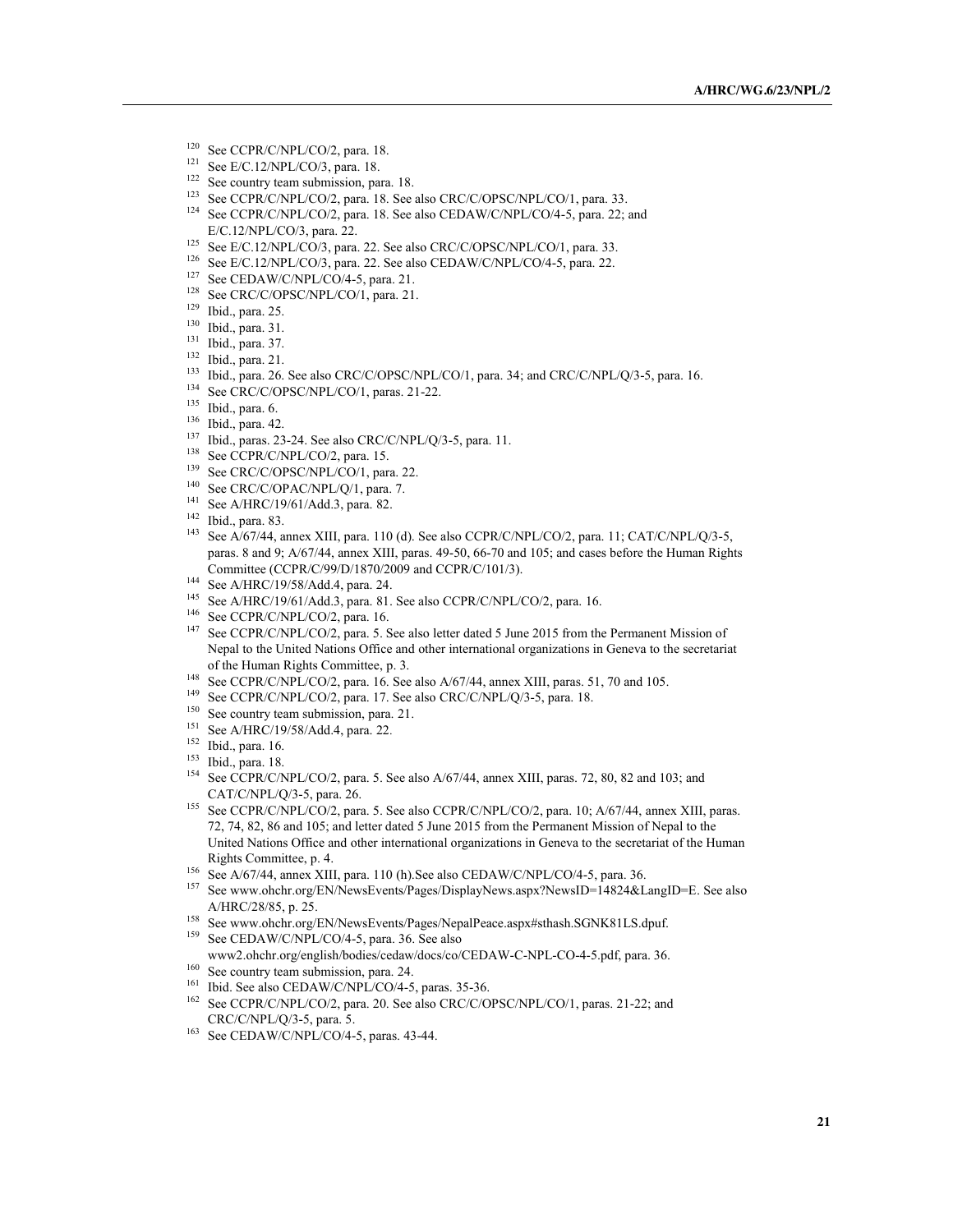[120] See CCPR/C/NPL/CO/2, para. 18.

[121] See E/C.12/NPL/CO/3, para. 18.

[122] See country team submission, para. 18.

[123] See CCPR/C/NPL/CO/2, para. 18. See also CRC/C/OPSC/NPL/CO/1, para. 33.

[124] See CCPR/C/NPL/CO/2, para. 18. See also CEDAW/C/NPL/CO/4-5, para. 22; and E/C.12/NPL/CO/3, para. 22.

[125] See E/C.12/NPL/CO/3, para. 22. See also CRC/C/OPSC/NPL/CO/1, para. 33.

[126] See E/C.12/NPL/CO/3, para. 22. See also CEDAW/C/NPL/CO/4-5, para. 22.

[127] See CEDAW/C/NPL/CO/4-5, para. 21.

[128] See CRC/C/OPSC/NPL/CO/1, para. 21.

[129] Ibid., para. 25.

[130] Ibid., para. 31.

[131] Ibid., para. 37.

[132] Ibid., para. 21.

[133] Ibid., para. 26. See also CRC/C/OPSC/NPL/CO/1, para. 34; and CRC/C/NPL/Q/3-5, para. 16.

[134] See CRC/C/OPSC/NPL/CO/1, paras. 21-22.

[135] Ibid., para. 6.

[136] Ibid., para. 42.

[137] Ibid., paras. 23-24. See also CRC/C/NPL/Q/3-5, para. 11.

[138] See CCPR/C/NPL/CO/2, para. 15.

[139] See CRC/C/OPSC/NPL/CO/1, para. 22.

[140] See CRC/C/OPAC/NPL/Q/1, para. 7.

[141] See A/HRC/19/61/Add.3, para. 82.

[142] Ibid., para. 83.

[143] See A/67/44, annex XIII, para. 110 (d). See also CCPR/C/NPL/CO/2, para. 11; CAT/C/NPL/Q/3-5, paras. 8 and 9; A/67/44, annex XIII, paras. 49-50, 66-70 and 105; and cases before the Human Rights Committee (CCPR/C/99/D/1870/2009 and CCPR/C/101/3).

[144] See A/HRC/19/58/Add.4, para. 24.

[145] See A/HRC/19/61/Add.3, para. 81. See also CCPR/C/NPL/CO/2, para. 16.

[146] See CCPR/C/NPL/CO/2, para. 16.

[147] See CCPR/C/NPL/CO/2, para. 5. See also letter dated 5 June 2015 from the Permanent Mission of Nepal to the United Nations Office and other international organizations in Geneva to the secretariat of the Human Rights Committee, p. 3.

[148] See CCPR/C/NPL/CO/2, para. 16. See also A/67/44, annex XIII, paras. 51, 70 and 105.

[149] See CCPR/C/NPL/CO/2, para. 17. See also CRC/C/NPL/Q/3-5, para. 18.

[150] See country team submission, para. 21.

[151] See A/HRC/19/58/Add.4, para. 22.

[152] Ibid., para. 16.

[153] Ibid., para. 18.

[154] See CCPR/C/NPL/CO/2, para. 5. See also A/67/44, annex XIII, paras. 72, 80, 82 and 103; and CAT/C/NPL/Q/3-5, para. 26.

[155] See CCPR/C/NPL/CO/2, para. 5. See also CCPR/C/NPL/CO/2, para. 10; A/67/44, annex XIII, paras. 72, 74, 82, 86 and 105; and letter dated 5 June 2015 from the Permanent Mission of Nepal to the United Nations Office and other international organizations in Geneva to the secretariat of the Human Rights Committee, p. 4.

[156] See A/67/44, annex XIII, para. 110 (h).See also CEDAW/C/NPL/CO/4-5, para. 36.

[157] See www.ohchr.org/EN/NewsEvents/Pages/DisplayNews.aspx?NewsID=14824&LangID=E. See also A/HRC/28/85, p. 25.

[158] See www.ohchr.org/EN/NewsEvents/Pages/NepalPeace.aspx#sthash.SGNK81LS.dpuf.

[159] See CEDAW/C/NPL/CO/4-5, para. 36. See also www2.ohchr.org/english/bodies/cedaw/docs/co/CEDAW-C-NPL-CO-4-5.pdf, para. 36.

[160] See country team submission, para. 24.

[161] Ibid. See also CEDAW/C/NPL/CO/4-5, paras. 35-36.

[162] See CCPR/C/NPL/CO/2, para. 20. See also CRC/C/OPSC/NPL/CO/1, paras. 21-22; and CRC/C/NPL/Q/3-5, para. 5.

[163] See CEDAW/C/NPL/CO/4-5, paras. 43-44.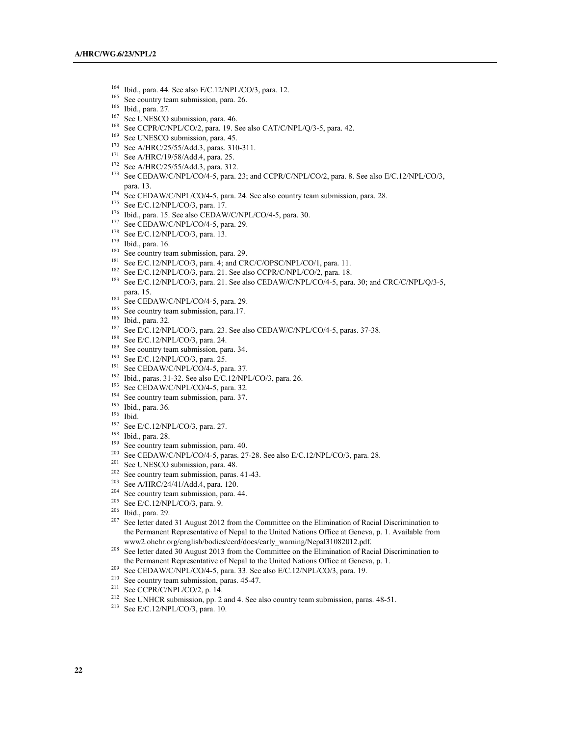[164] Ibid., para. 44. See also E/C.12/NPL/CO/3, para. 12.

[165] See country team submission, para. 26.

[166] Ibid., para. 27.

[167] See UNESCO submission, para. 46.

[168] See CCPR/C/NPL/CO/2, para. 19. See also CAT/C/NPL/Q/3-5, para. 42.

[169] See UNESCO submission, para. 45.

[170] See A/HRC/25/55/Add.3, paras. 310-311.

[171] See A/HRC/19/58/Add.4, para. 25.

[172] See A/HRC/25/55/Add.3, para. 312.

[173] See CEDAW/C/NPL/CO/4-5, para. 23; and CCPR/C/NPL/CO/2, para. 8. See also E/C.12/NPL/CO/3, para. 13.

[174] See CEDAW/C/NPL/CO/4-5, para. 24. See also country team submission, para. 28.

[175] See E/C.12/NPL/CO/3, para. 17.

[176] Ibid., para. 15. See also CEDAW/C/NPL/CO/4-5, para. 30.

[177] See CEDAW/C/NPL/CO/4-5, para. 29.

[178] See E/C.12/NPL/CO/3, para. 13.

[179] Ibid., para. 16.

[180] See country team submission, para. 29.

[181] See E/C.12/NPL/CO/3, para. 4; and CRC/C/OPSC/NPL/CO/1, para. 11.

[182] See E/C.12/NPL/CO/3, para. 21. See also CCPR/C/NPL/CO/2, para. 18.

[183] See E/C.12/NPL/CO/3, para. 21. See also CEDAW/C/NPL/CO/4-5, para. 30; and CRC/C/NPL/Q/3-5, para. 15.

[184] See CEDAW/C/NPL/CO/4-5, para. 29.

[185] See country team submission, para.17.

[186] Ibid., para. 32.

[187] See E/C.12/NPL/CO/3, para. 23. See also CEDAW/C/NPL/CO/4-5, paras. 37-38.

[188] See E/C.12/NPL/CO/3, para. 24.

[189] See country team submission, para. 34.

[190] See E/C.12/NPL/CO/3, para. 25.

[191] See CEDAW/C/NPL/CO/4-5, para. 37.

[192] Ibid., paras. 31-32. See also E/C.12/NPL/CO/3, para. 26.

[193] See CEDAW/C/NPL/CO/4-5, para. 32.

[194] See country team submission, para. 37.

[195] Ibid., para. 36.

[196] Ibid.

[197] See E/C.12/NPL/CO/3, para. 27.

[198] Ibid., para. 28.

[199] See country team submission, para. 40.

[200] See CEDAW/C/NPL/CO/4-5, paras. 27-28. See also E/C.12/NPL/CO/3, para. 28.

[201] See UNESCO submission, para. 48.

[202] See country team submission, paras. 41-43.

[203] See A/HRC/24/41/Add.4, para. 120.

[204] See country team submission, para. 44.

[205] See E/C.12/NPL/CO/3, para. 9.

[206] Ibid., para. 29.

[207] See letter dated 31 August 2012 from the Committee on the Elimination of Racial Discrimination to the Permanent Representative of Nepal to the United Nations Office at Geneva, p. 1. Available from www2.ohchr.org/english/bodies/cerd/docs/early_warning/Nepal31082012.pdf.

[208] See letter dated 30 August 2013 from the Committee on the Elimination of Racial Discrimination to the Permanent Representative of Nepal to the United Nations Office at Geneva, p. 1.

[209] See CEDAW/C/NPL/CO/4-5, para. 33. See also E/C.12/NPL/CO/3, para. 19.

[210] See country team submission, paras. 45-47.

[211] See CCPR/C/NPL/CO/2, p. 14.

[212] See UNHCR submission, pp. 2 and 4. See also country team submission, paras. 48-51.

[213] See E/C.12/NPL/CO/3, para. 10.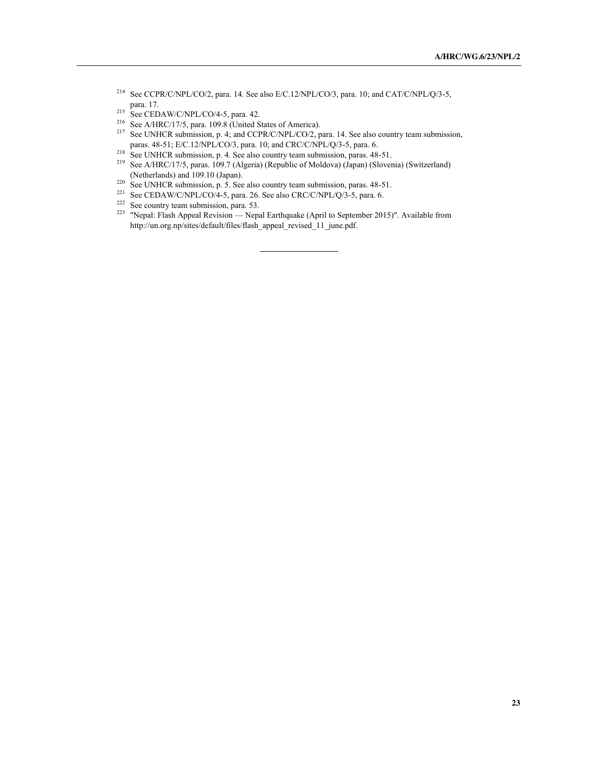[214] See CCPR/C/NPL/CO/2, para. 14. See also E/C.12/NPL/CO/3, para. 10; and CAT/C/NPL/Q/3-5, para. 17.

[215] See CEDAW/C/NPL/CO/4-5, para. 42.

[216] See A/HRC/17/5, para. 109.8 (United States of America).

[217] See UNHCR submission, p. 4; and CCPR/C/NPL/CO/2, para. 14. See also country team submission, paras. 48-51; E/C.12/NPL/CO/3, para. 10; and CRC/C/NPL/Q/3-5, para. 6.

[218] See UNHCR submission, p. 4. See also country team submission, paras. 48-51.

[219] See A/HRC/17/5, paras. 109.7 (Algeria) (Republic of Moldova) (Japan) (Slovenia) (Switzerland) (Netherlands) and 109.10 (Japan).

[220] See UNHCR submission, p. 5. See also country team submission, paras. 48-51.

[221] See CEDAW/C/NPL/CO/4-5, para. 26. See also CRC/C/NPL/Q/3-5, para. 6.

[222] See country team submission, para. 53.

[223] "Nepal: Flash Appeal Revision — Nepal Earthquake (April to September 2015)". Available from http://un.org.np/sites/default/files/flash_appeal_revised_11_june.pdf.